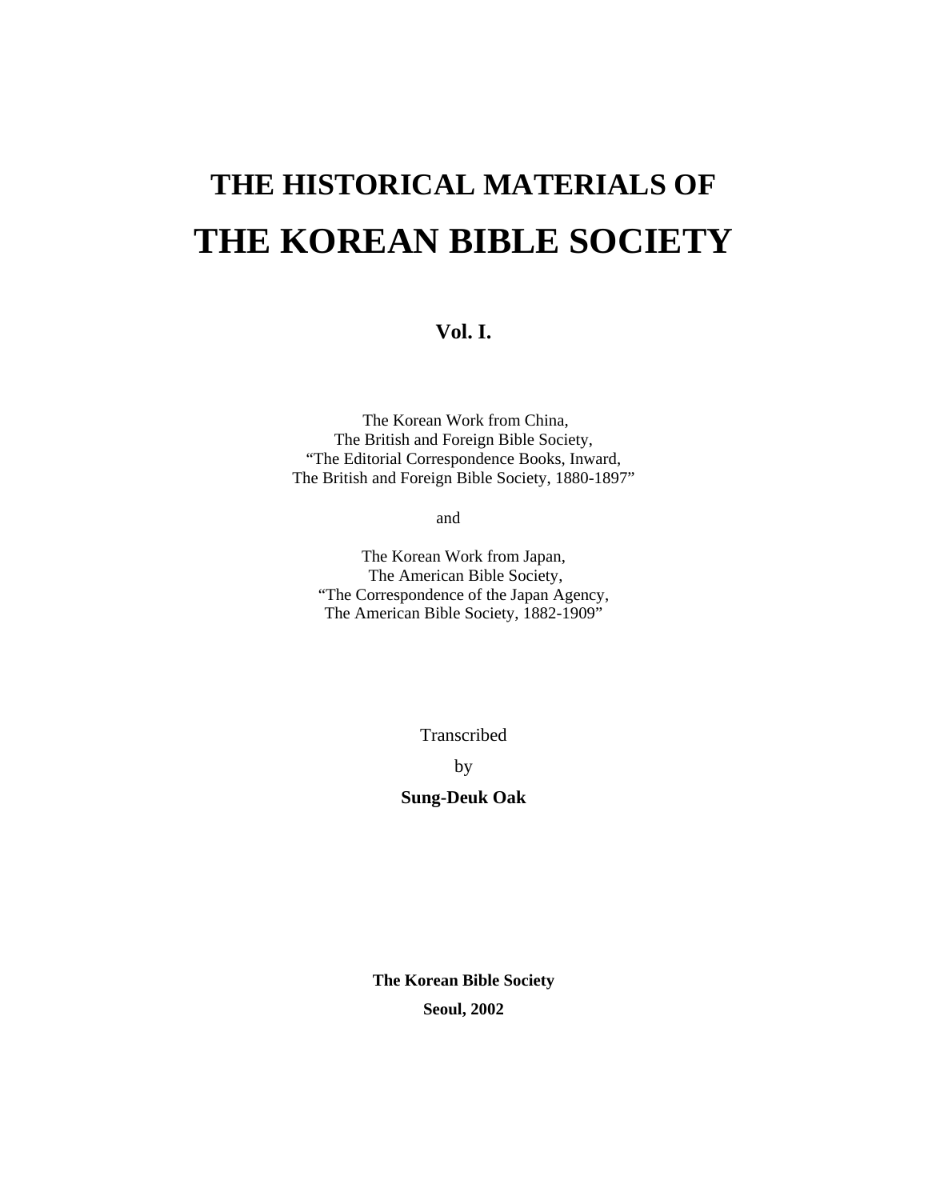# THE HISTORICAL MATERIALS OF

# THE KOREAN BIBLE SOCIETY

**Vol. I.**

The Korean Work from China,
The British and Foreign Bible Society,
"The Editorial Correspondence Books, Inward,
The British and Foreign Bible Society, 1880-1897"

and

The Korean Work from Japan,
The American Bible Society,
"The Correspondence of the Japan Agency,
The American Bible Society, 1882-1909"

Transcribed

by

**Sung-Deuk Oak**

**The Korean Bible Society**

**Seoul, 2002**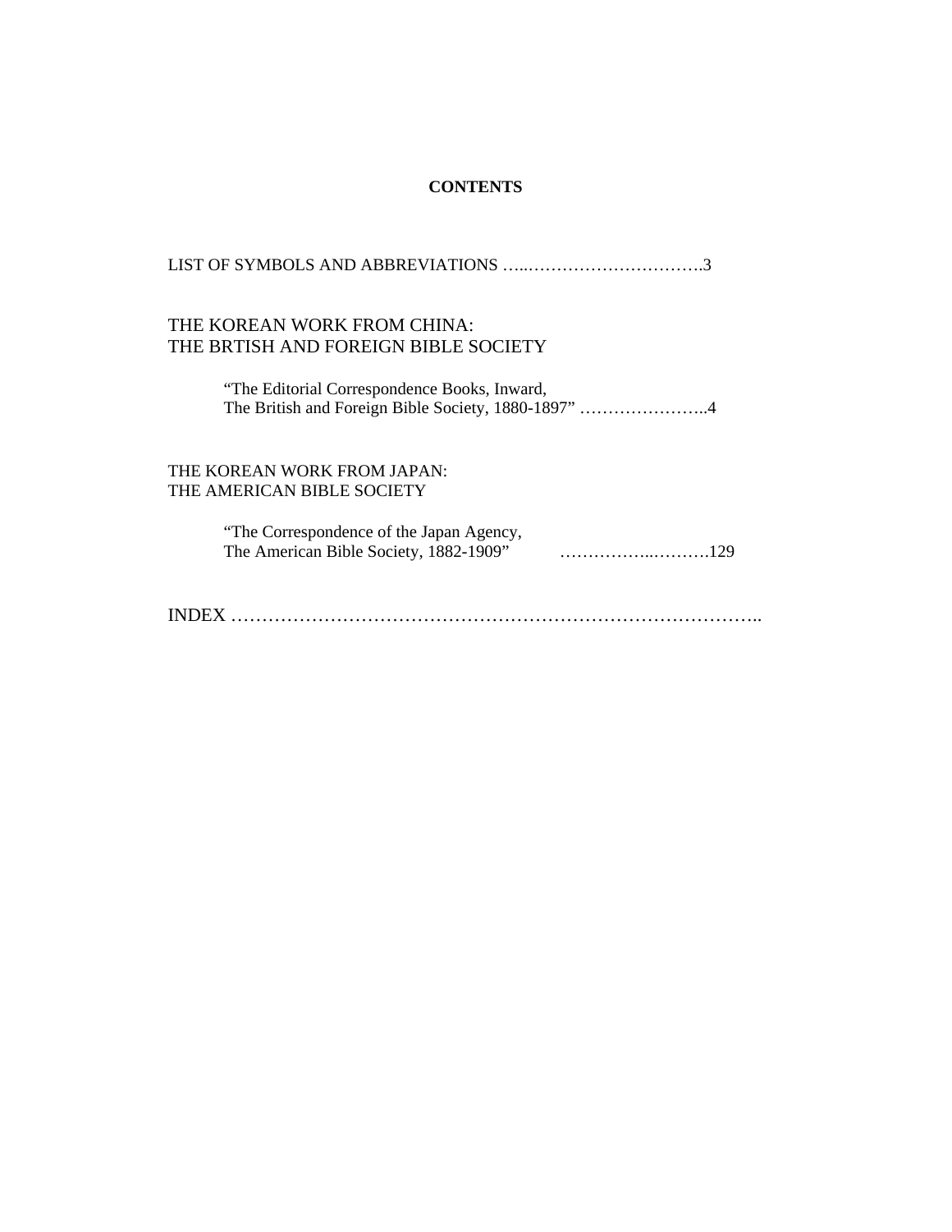**CONTENTS**

LIST OF SYMBOLS AND ABBREVIATIONS …..………………………….3

THE KOREAN WORK FROM CHINA:
THE BRTISH AND FOREIGN BIBLE SOCIETY

"The Editorial Correspondence Books, Inward,
The British and Foreign Bible Society, 1880-1897" …………………..4

THE KOREAN WORK FROM JAPAN:
THE AMERICAN BIBLE SOCIETY

"The Correspondence of the Japan Agency,
The American Bible Society, 1882-1909" ……………..……….129

INDEX …………………………………………………………………………..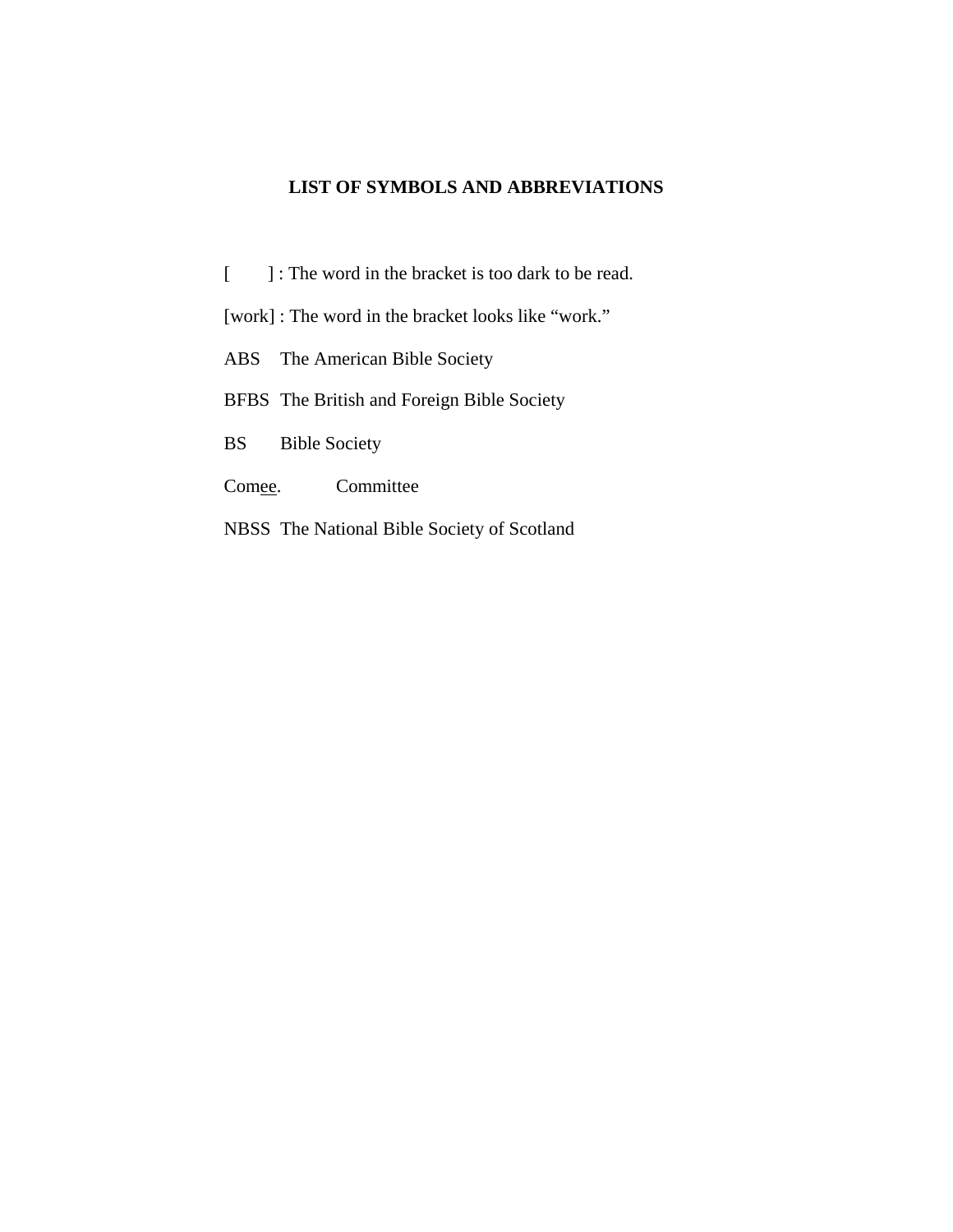# LIST OF SYMBOLS AND ABBREVIATIONS

[       ] : The word in the bracket is too dark to be read.

[work] : The word in the bracket looks like "work."

ABS    The American Bible Society

BFBS  The British and Foreign Bible Society

BS      Bible Society

Com<u>ee</u>.       Committee

NBSS  The National Bible Society of Scotland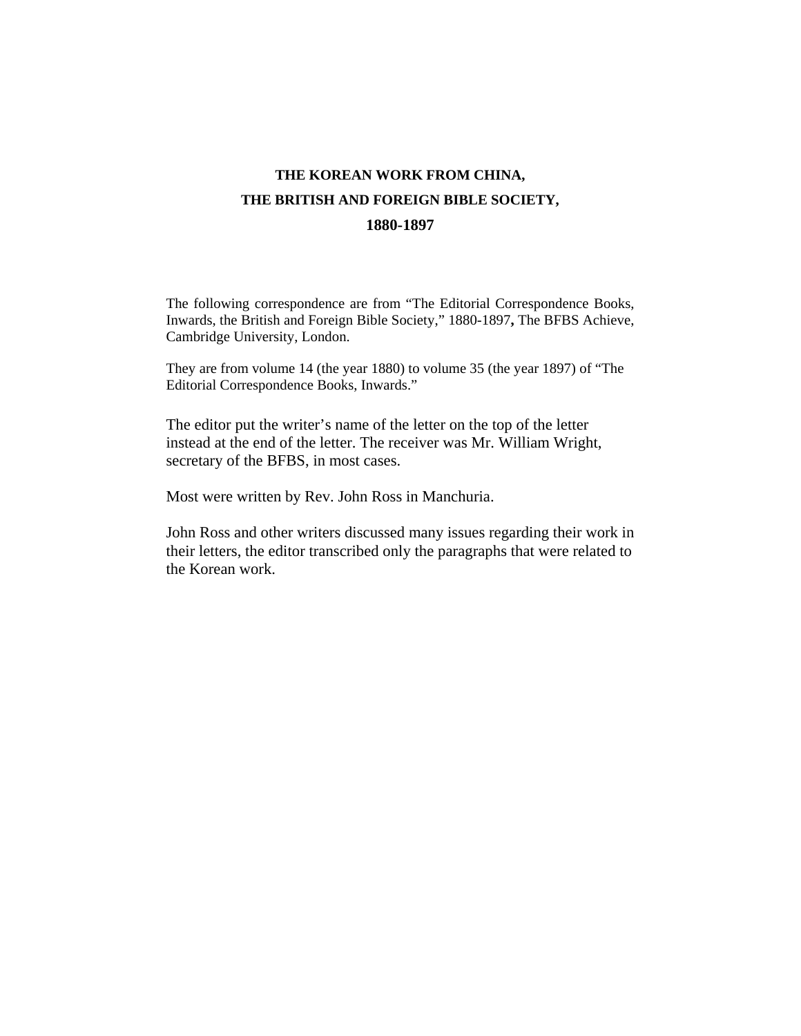# THE KOREAN WORK FROM CHINA,
# THE BRITISH AND FOREIGN BIBLE SOCIETY,
# 1880-1897

The following correspondence are from "The Editorial Correspondence Books, Inwards, the British and Foreign Bible Society," 1880-1897**,** The BFBS Achieve, Cambridge University, London.

They are from volume 14 (the year 1880) to volume 35 (the year 1897) of "The Editorial Correspondence Books, Inwards."

The editor put the writer's name of the letter on the top of the letter instead at the end of the letter. The receiver was Mr. William Wright, secretary of the BFBS, in most cases.

Most were written by Rev. John Ross in Manchuria.

John Ross and other writers discussed many issues regarding their work in their letters, the editor transcribed only the paragraphs that were related to the Korean work.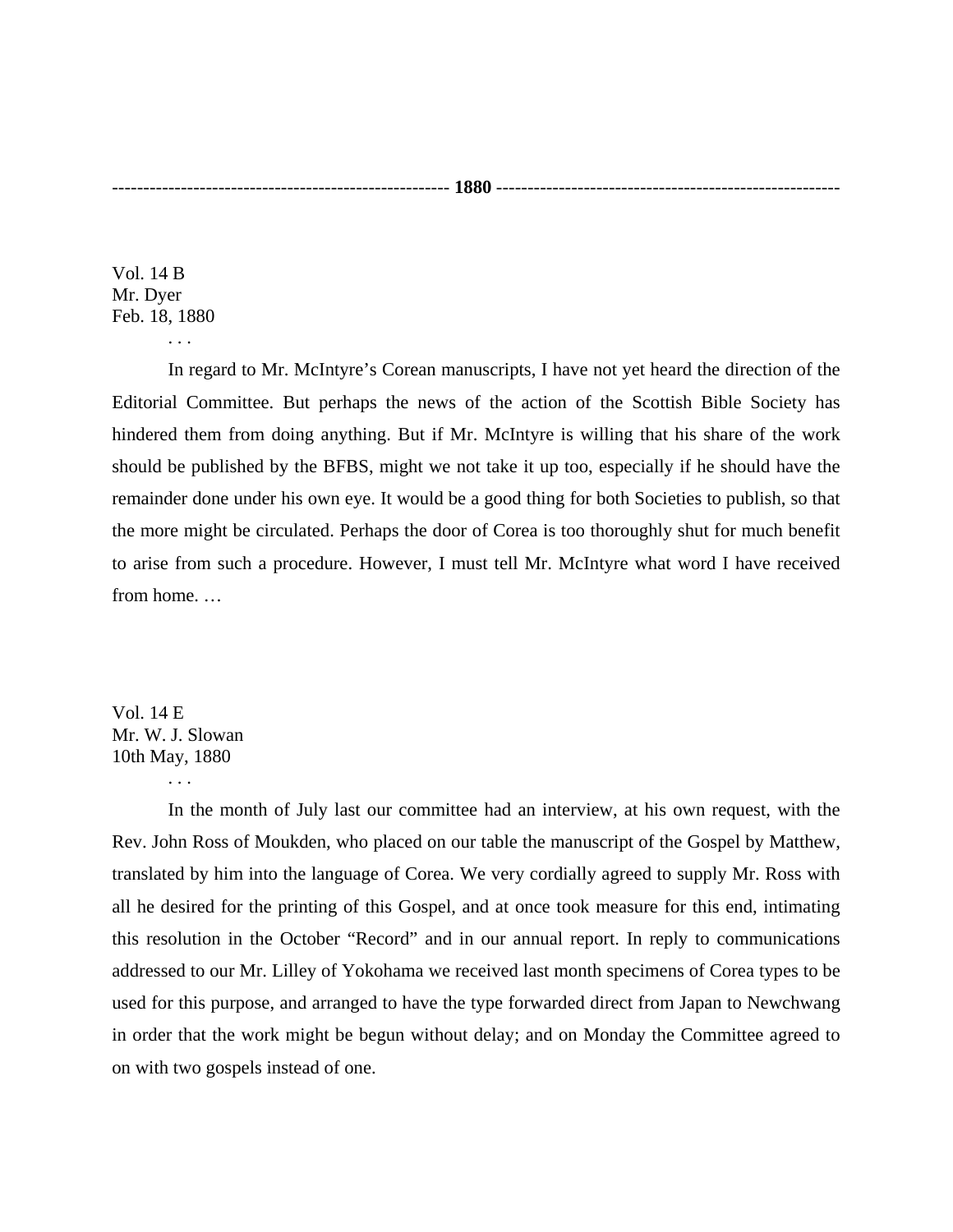------------------------------------------------------ **1880** -------------------------------------------------------

Vol. 14 B
Mr. Dyer
Feb. 18, 1880

. . .

In regard to Mr. McIntyre's Corean manuscripts, I have not yet heard the direction of the Editorial Committee. But perhaps the news of the action of the Scottish Bible Society has hindered them from doing anything. But if Mr. McIntyre is willing that his share of the work should be published by the BFBS, might we not take it up too, especially if he should have the remainder done under his own eye. It would be a good thing for both Societies to publish, so that the more might be circulated. Perhaps the door of Corea is too thoroughly shut for much benefit to arise from such a procedure. However, I must tell Mr. McIntyre what word I have received from home. …

Vol. 14 E
Mr. W. J. Slowan
10th May, 1880

. . .

In the month of July last our committee had an interview, at his own request, with the Rev. John Ross of Moukden, who placed on our table the manuscript of the Gospel by Matthew, translated by him into the language of Corea. We very cordially agreed to supply Mr. Ross with all he desired for the printing of this Gospel, and at once took measure for this end, intimating this resolution in the October "Record" and in our annual report. In reply to communications addressed to our Mr. Lilley of Yokohama we received last month specimens of Corea types to be used for this purpose, and arranged to have the type forwarded direct from Japan to Newchwang in order that the work might be begun without delay; and on Monday the Committee agreed to on with two gospels instead of one.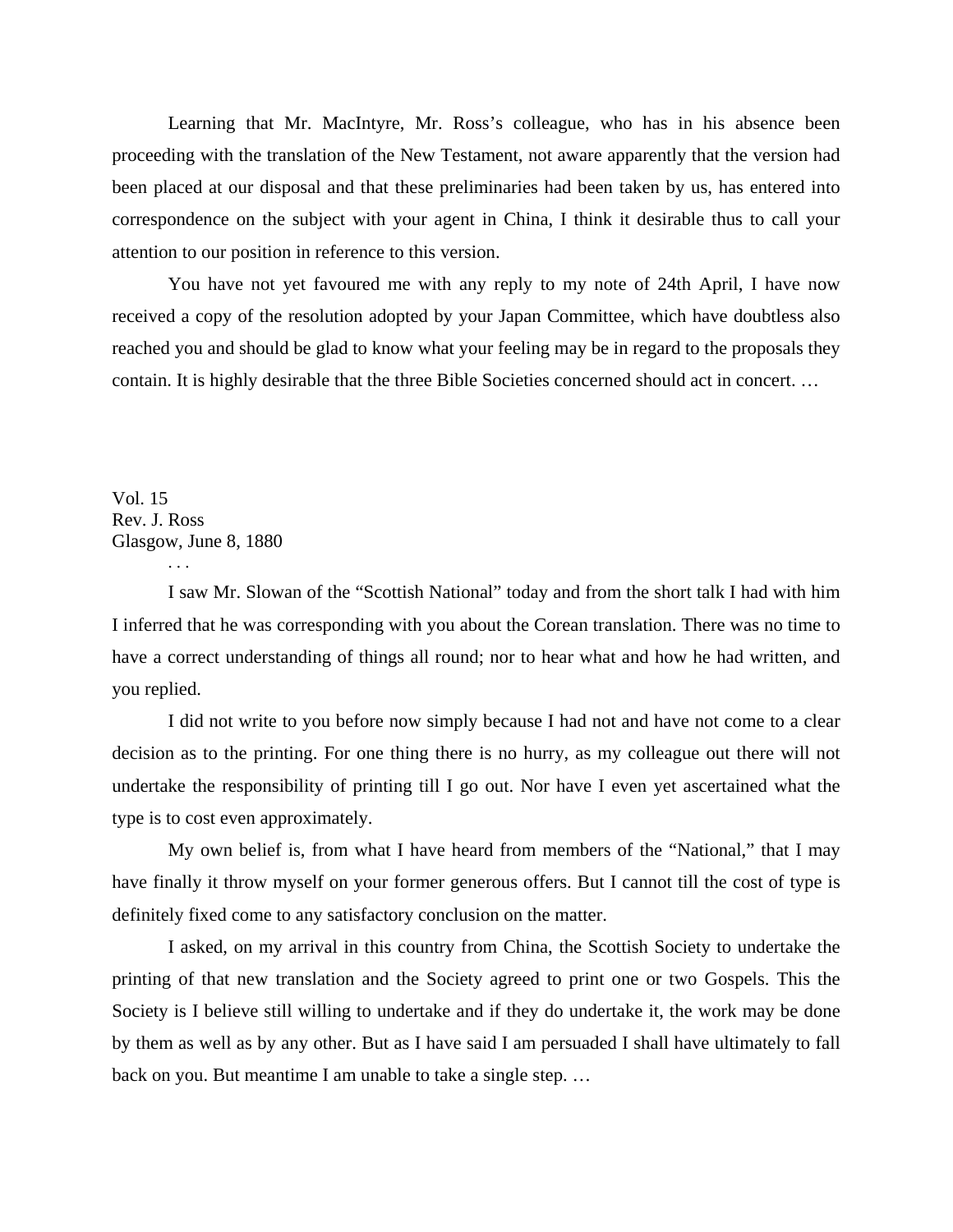Learning that Mr. MacIntyre, Mr. Ross's colleague, who has in his absence been proceeding with the translation of the New Testament, not aware apparently that the version had been placed at our disposal and that these preliminaries had been taken by us, has entered into correspondence on the subject with your agent in China, I think it desirable thus to call your attention to our position in reference to this version.

You have not yet favoured me with any reply to my note of 24th April, I have now received a copy of the resolution adopted by your Japan Committee, which have doubtless also reached you and should be glad to know what your feeling may be in regard to the proposals they contain. It is highly desirable that the three Bible Societies concerned should act in concert. …

Vol. 15
Rev. J. Ross
Glasgow, June 8, 1880

. . .

I saw Mr. Slowan of the "Scottish National" today and from the short talk I had with him I inferred that he was corresponding with you about the Corean translation. There was no time to have a correct understanding of things all round; nor to hear what and how he had written, and you replied.

I did not write to you before now simply because I had not and have not come to a clear decision as to the printing. For one thing there is no hurry, as my colleague out there will not undertake the responsibility of printing till I go out. Nor have I even yet ascertained what the type is to cost even approximately.

My own belief is, from what I have heard from members of the "National," that I may have finally it throw myself on your former generous offers. But I cannot till the cost of type is definitely fixed come to any satisfactory conclusion on the matter.

I asked, on my arrival in this country from China, the Scottish Society to undertake the printing of that new translation and the Society agreed to print one or two Gospels. This the Society is I believe still willing to undertake and if they do undertake it, the work may be done by them as well as by any other. But as I have said I am persuaded I shall have ultimately to fall back on you. But meantime I am unable to take a single step. …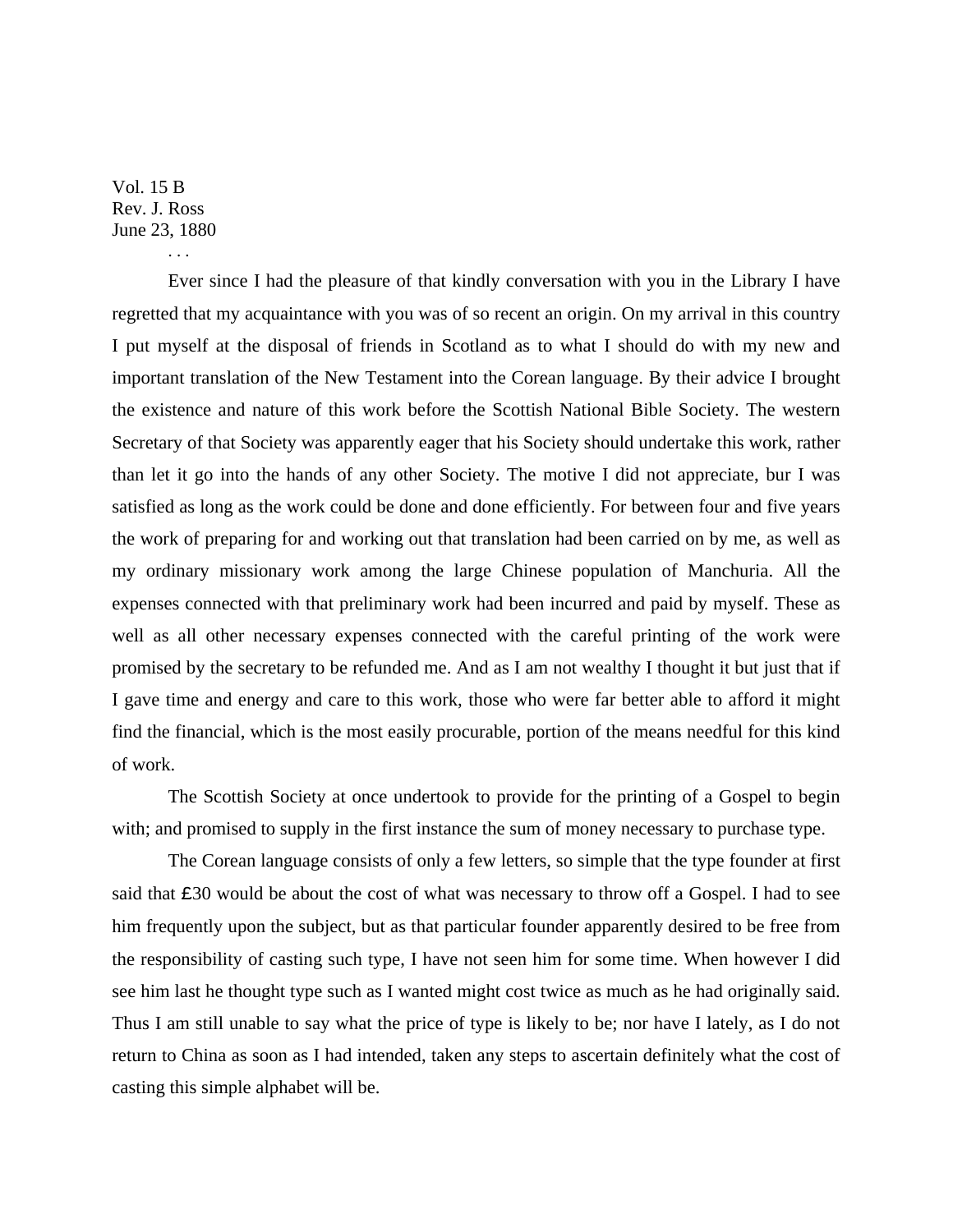Vol. 15 B
Rev. J. Ross
June 23, 1880

. . .

Ever since I had the pleasure of that kindly conversation with you in the Library I have regretted that my acquaintance with you was of so recent an origin. On my arrival in this country I put myself at the disposal of friends in Scotland as to what I should do with my new and important translation of the New Testament into the Corean language. By their advice I brought the existence and nature of this work before the Scottish National Bible Society. The western Secretary of that Society was apparently eager that his Society should undertake this work, rather than let it go into the hands of any other Society. The motive I did not appreciate, bur I was satisfied as long as the work could be done and done efficiently. For between four and five years the work of preparing for and working out that translation had been carried on by me, as well as my ordinary missionary work among the large Chinese population of Manchuria. All the expenses connected with that preliminary work had been incurred and paid by myself. These as well as all other necessary expenses connected with the careful printing of the work were promised by the secretary to be refunded me. And as I am not wealthy I thought it but just that if I gave time and energy and care to this work, those who were far better able to afford it might find the financial, which is the most easily procurable, portion of the means needful for this kind of work.

The Scottish Society at once undertook to provide for the printing of a Gospel to begin with; and promised to supply in the first instance the sum of money necessary to purchase type.

The Corean language consists of only a few letters, so simple that the type founder at first said that ₤30 would be about the cost of what was necessary to throw off a Gospel. I had to see him frequently upon the subject, but as that particular founder apparently desired to be free from the responsibility of casting such type, I have not seen him for some time. When however I did see him last he thought type such as I wanted might cost twice as much as he had originally said. Thus I am still unable to say what the price of type is likely to be; nor have I lately, as I do not return to China as soon as I had intended, taken any steps to ascertain definitely what the cost of casting this simple alphabet will be.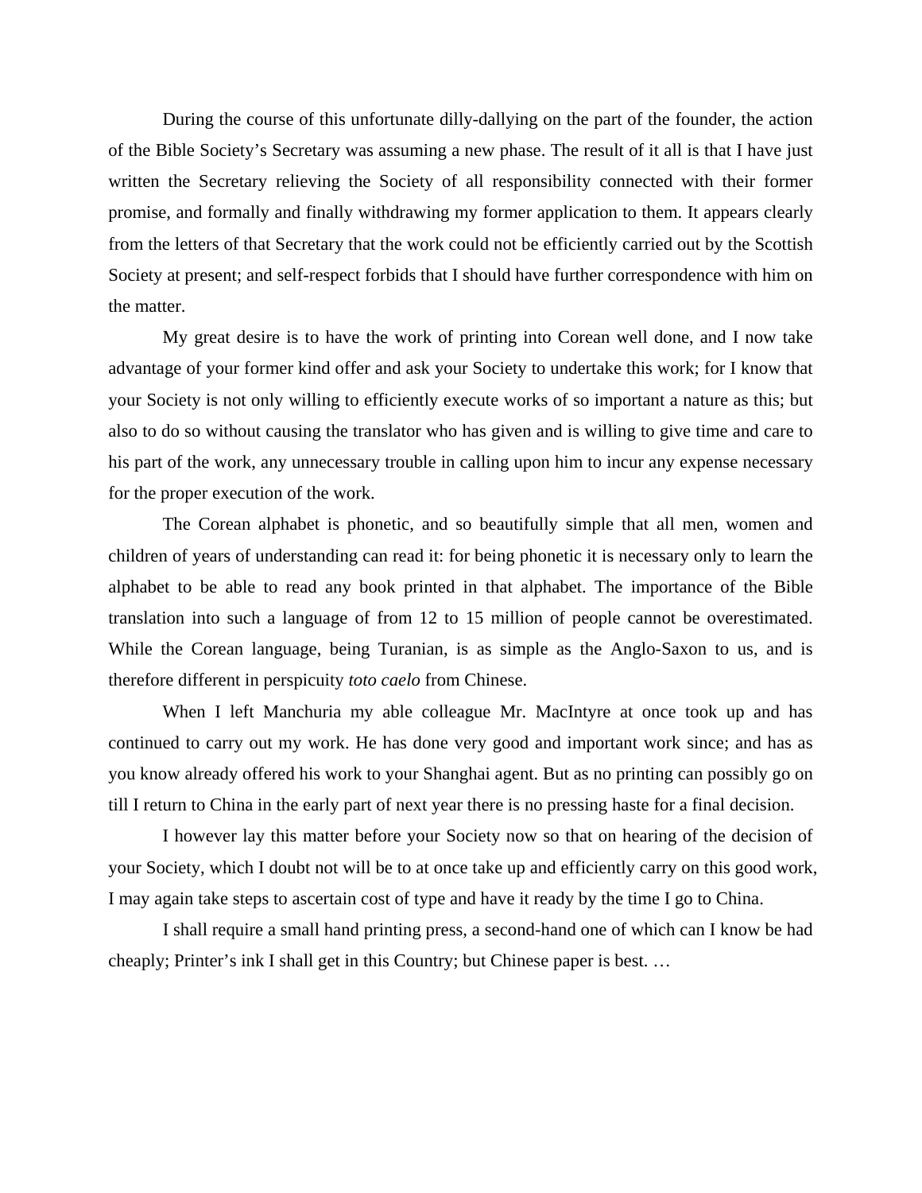During the course of this unfortunate dilly-dallying on the part of the founder, the action of the Bible Society's Secretary was assuming a new phase. The result of it all is that I have just written the Secretary relieving the Society of all responsibility connected with their former promise, and formally and finally withdrawing my former application to them. It appears clearly from the letters of that Secretary that the work could not be efficiently carried out by the Scottish Society at present; and self-respect forbids that I should have further correspondence with him on the matter.

My great desire is to have the work of printing into Corean well done, and I now take advantage of your former kind offer and ask your Society to undertake this work; for I know that your Society is not only willing to efficiently execute works of so important a nature as this; but also to do so without causing the translator who has given and is willing to give time and care to his part of the work, any unnecessary trouble in calling upon him to incur any expense necessary for the proper execution of the work.

The Corean alphabet is phonetic, and so beautifully simple that all men, women and children of years of understanding can read it: for being phonetic it is necessary only to learn the alphabet to be able to read any book printed in that alphabet. The importance of the Bible translation into such a language of from 12 to 15 million of people cannot be overestimated. While the Corean language, being Turanian, is as simple as the Anglo-Saxon to us, and is therefore different in perspicuity *toto caelo* from Chinese.

When I left Manchuria my able colleague Mr. MacIntyre at once took up and has continued to carry out my work. He has done very good and important work since; and has as you know already offered his work to your Shanghai agent. But as no printing can possibly go on till I return to China in the early part of next year there is no pressing haste for a final decision.

I however lay this matter before your Society now so that on hearing of the decision of your Society, which I doubt not will be to at once take up and efficiently carry on this good work, I may again take steps to ascertain cost of type and have it ready by the time I go to China.

I shall require a small hand printing press, a second-hand one of which can I know be had cheaply; Printer's ink I shall get in this Country; but Chinese paper is best. …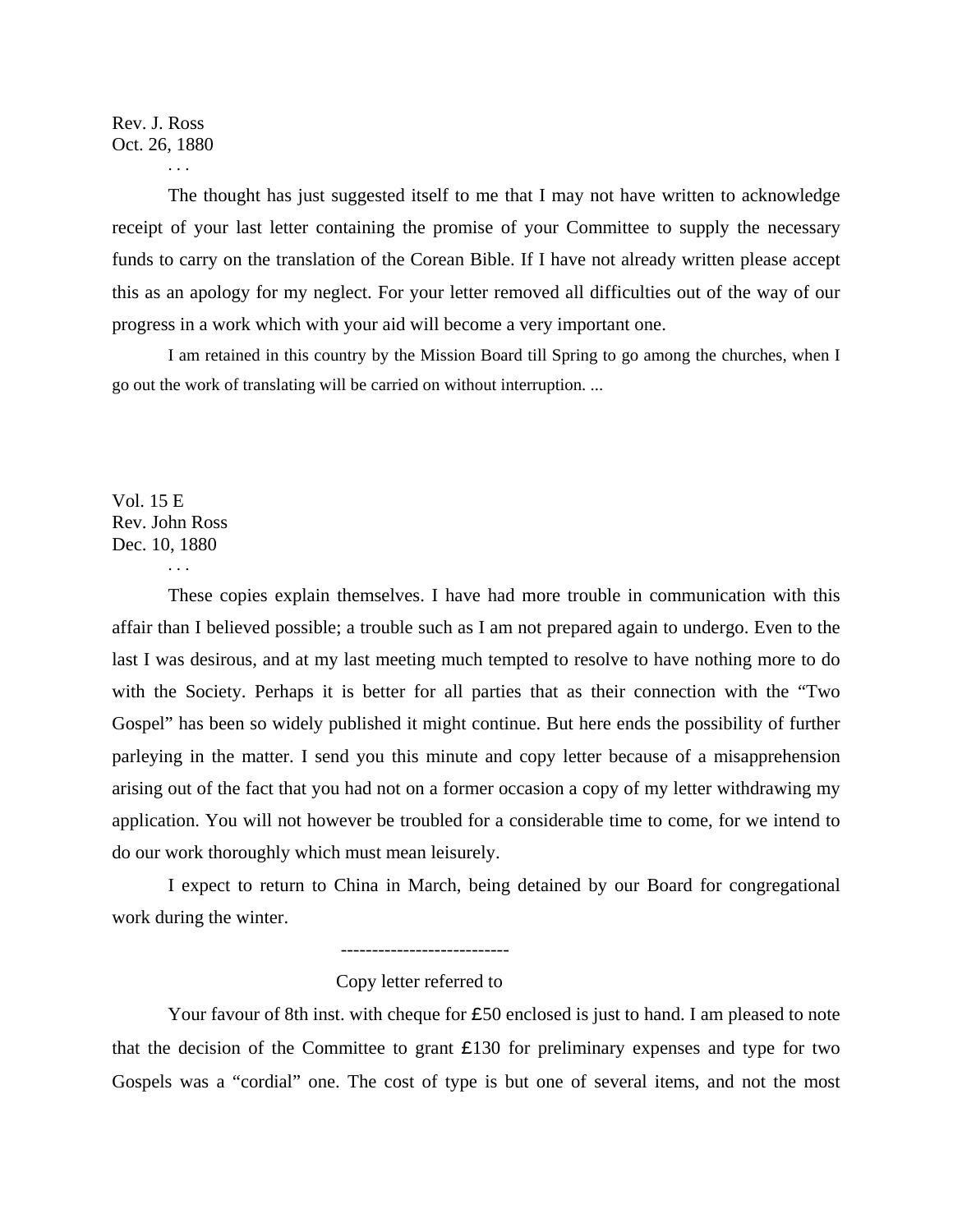Rev. J. Ross
Oct. 26, 1880

. . .

The thought has just suggested itself to me that I may not have written to acknowledge receipt of your last letter containing the promise of your Committee to supply the necessary funds to carry on the translation of the Corean Bible. If I have not already written please accept this as an apology for my neglect. For your letter removed all difficulties out of the way of our progress in a work which with your aid will become a very important one.

I am retained in this country by the Mission Board till Spring to go among the churches, when I go out the work of translating will be carried on without interruption. ...

Vol. 15 E
Rev. John Ross
Dec. 10, 1880

. . .

These copies explain themselves. I have had more trouble in communication with this affair than I believed possible; a trouble such as I am not prepared again to undergo. Even to the last I was desirous, and at my last meeting much tempted to resolve to have nothing more to do with the Society. Perhaps it is better for all parties that as their connection with the "Two Gospel" has been so widely published it might continue. But here ends the possibility of further parleying in the matter. I send you this minute and copy letter because of a misapprehension arising out of the fact that you had not on a former occasion a copy of my letter withdrawing my application. You will not however be troubled for a considerable time to come, for we intend to do our work thoroughly which must mean leisurely.

I expect to return to China in March, being detained by our Board for congregational work during the winter.

---------------------------

Copy letter referred to

Your favour of 8th inst. with cheque for ₤50 enclosed is just to hand. I am pleased to note that the decision of the Committee to grant ₤130 for preliminary expenses and type for two Gospels was a "cordial" one. The cost of type is but one of several items, and not the most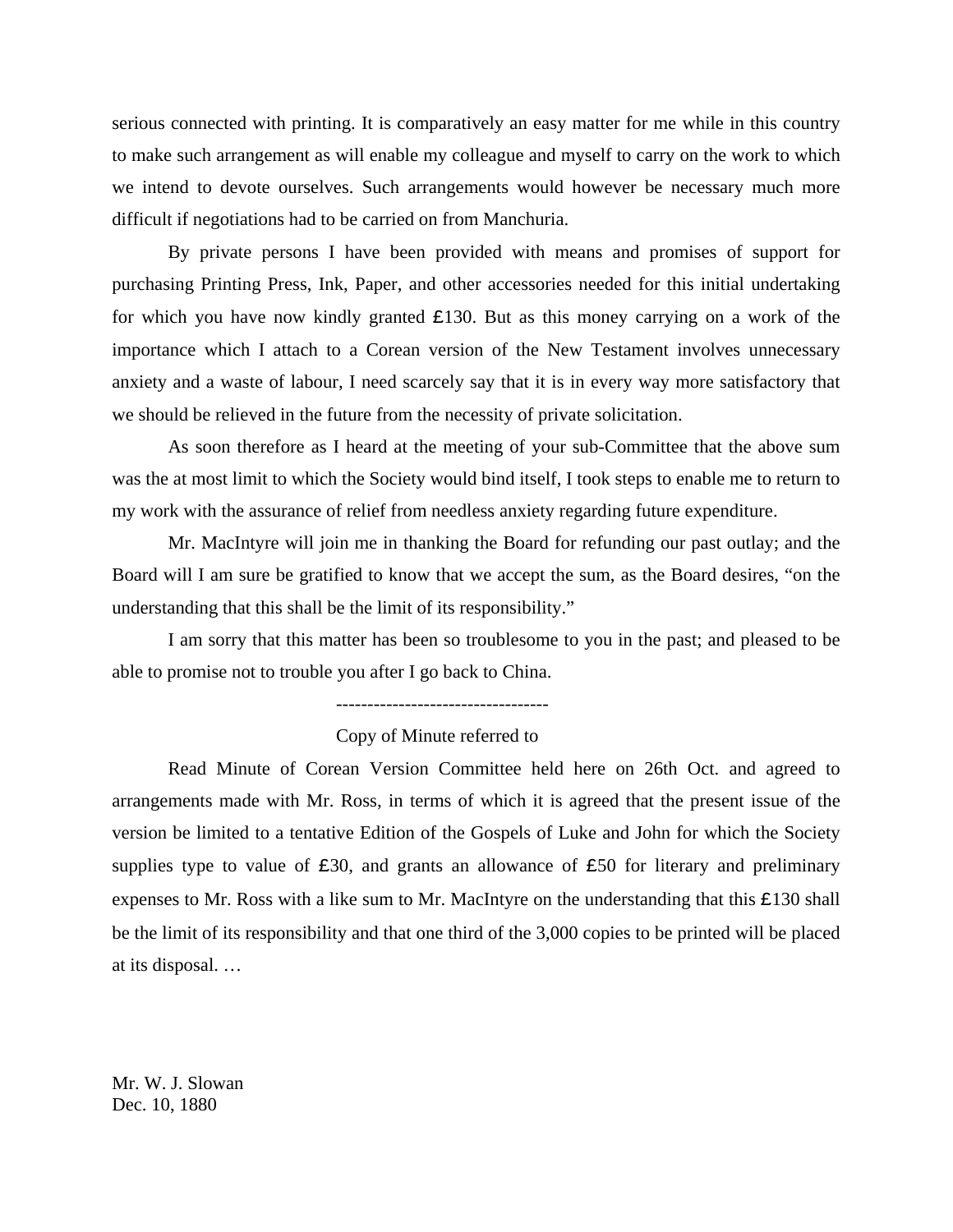serious connected with printing. It is comparatively an easy matter for me while in this country to make such arrangement as will enable my colleague and myself to carry on the work to which we intend to devote ourselves. Such arrangements would however be necessary much more difficult if negotiations had to be carried on from Manchuria.

By private persons I have been provided with means and promises of support for purchasing Printing Press, Ink, Paper, and other accessories needed for this initial undertaking for which you have now kindly granted ₤130. But as this money carrying on a work of the importance which I attach to a Corean version of the New Testament involves unnecessary anxiety and a waste of labour, I need scarcely say that it is in every way more satisfactory that we should be relieved in the future from the necessity of private solicitation.

As soon therefore as I heard at the meeting of your sub-Committee that the above sum was the at most limit to which the Society would bind itself, I took steps to enable me to return to my work with the assurance of relief from needless anxiety regarding future expenditure.

Mr. MacIntyre will join me in thanking the Board for refunding our past outlay; and the Board will I am sure be gratified to know that we accept the sum, as the Board desires, "on the understanding that this shall be the limit of its responsibility."

I am sorry that this matter has been so troublesome to you in the past; and pleased to be able to promise not to trouble you after I go back to China.

----------------------------------

Copy of Minute referred to

Read Minute of Corean Version Committee held here on 26th Oct. and agreed to arrangements made with Mr. Ross, in terms of which it is agreed that the present issue of the version be limited to a tentative Edition of the Gospels of Luke and John for which the Society supplies type to value of ₤30, and grants an allowance of ₤50 for literary and preliminary expenses to Mr. Ross with a like sum to Mr. MacIntyre on the understanding that this ₤130 shall be the limit of its responsibility and that one third of the 3,000 copies to be printed will be placed at its disposal. …

Mr. W. J. Slowan  
Dec. 10, 1880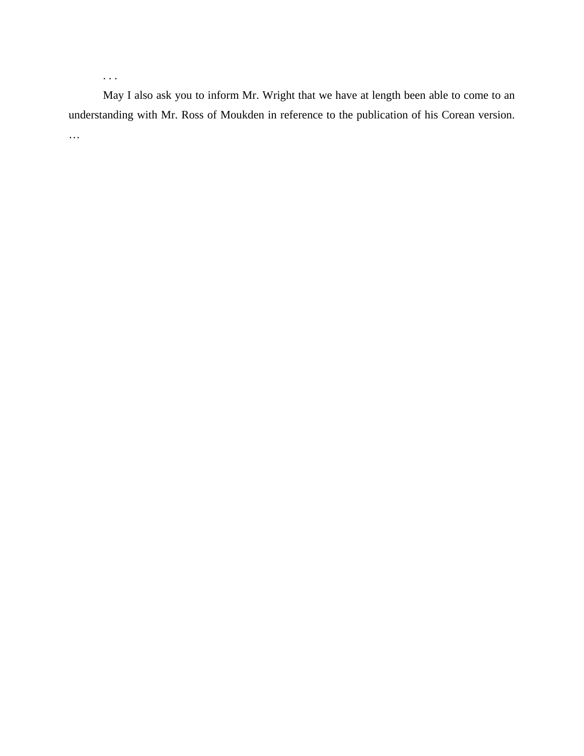. . .

May I also ask you to inform Mr. Wright that we have at length been able to come to an understanding with Mr. Ross of Moukden in reference to the publication of his Corean version. …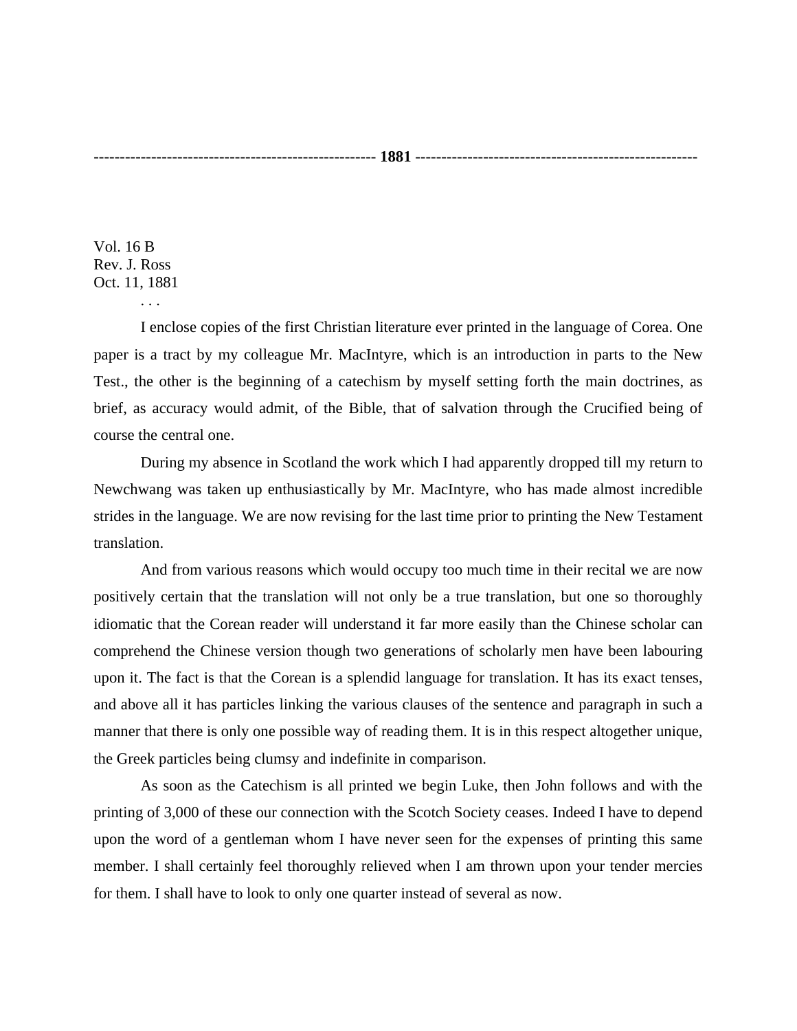**------------------------------------------------------ 1881 ------------------------------------------------------**

Vol. 16 B
Rev. J. Ross
Oct. 11, 1881

. . .

I enclose copies of the first Christian literature ever printed in the language of Corea. One paper is a tract by my colleague Mr. MacIntyre, which is an introduction in parts to the New Test., the other is the beginning of a catechism by myself setting forth the main doctrines, as brief, as accuracy would admit, of the Bible, that of salvation through the Crucified being of course the central one.

During my absence in Scotland the work which I had apparently dropped till my return to Newchwang was taken up enthusiastically by Mr. MacIntyre, who has made almost incredible strides in the language. We are now revising for the last time prior to printing the New Testament translation.

And from various reasons which would occupy too much time in their recital we are now positively certain that the translation will not only be a true translation, but one so thoroughly idiomatic that the Corean reader will understand it far more easily than the Chinese scholar can comprehend the Chinese version though two generations of scholarly men have been labouring upon it. The fact is that the Corean is a splendid language for translation. It has its exact tenses, and above all it has particles linking the various clauses of the sentence and paragraph in such a manner that there is only one possible way of reading them. It is in this respect altogether unique, the Greek particles being clumsy and indefinite in comparison.

As soon as the Catechism is all printed we begin Luke, then John follows and with the printing of 3,000 of these our connection with the Scotch Society ceases. Indeed I have to depend upon the word of a gentleman whom I have never seen for the expenses of printing this same member. I shall certainly feel thoroughly relieved when I am thrown upon your tender mercies for them. I shall have to look to only one quarter instead of several as now.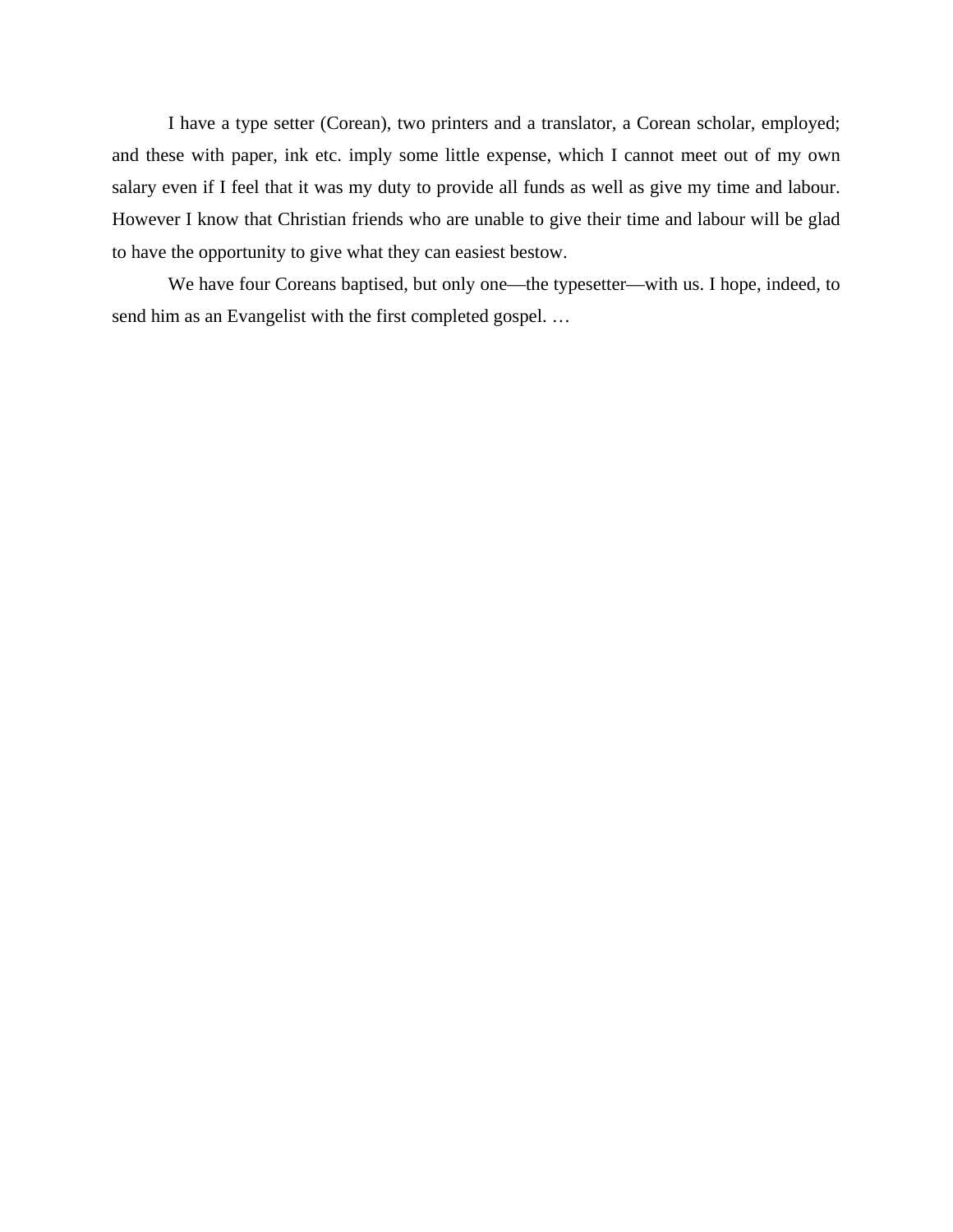I have a type setter (Corean), two printers and a translator, a Corean scholar, employed; and these with paper, ink etc. imply some little expense, which I cannot meet out of my own salary even if I feel that it was my duty to provide all funds as well as give my time and labour. However I know that Christian friends who are unable to give their time and labour will be glad to have the opportunity to give what they can easiest bestow.

We have four Coreans baptised, but only one—the typesetter—with us. I hope, indeed, to send him as an Evangelist with the first completed gospel. …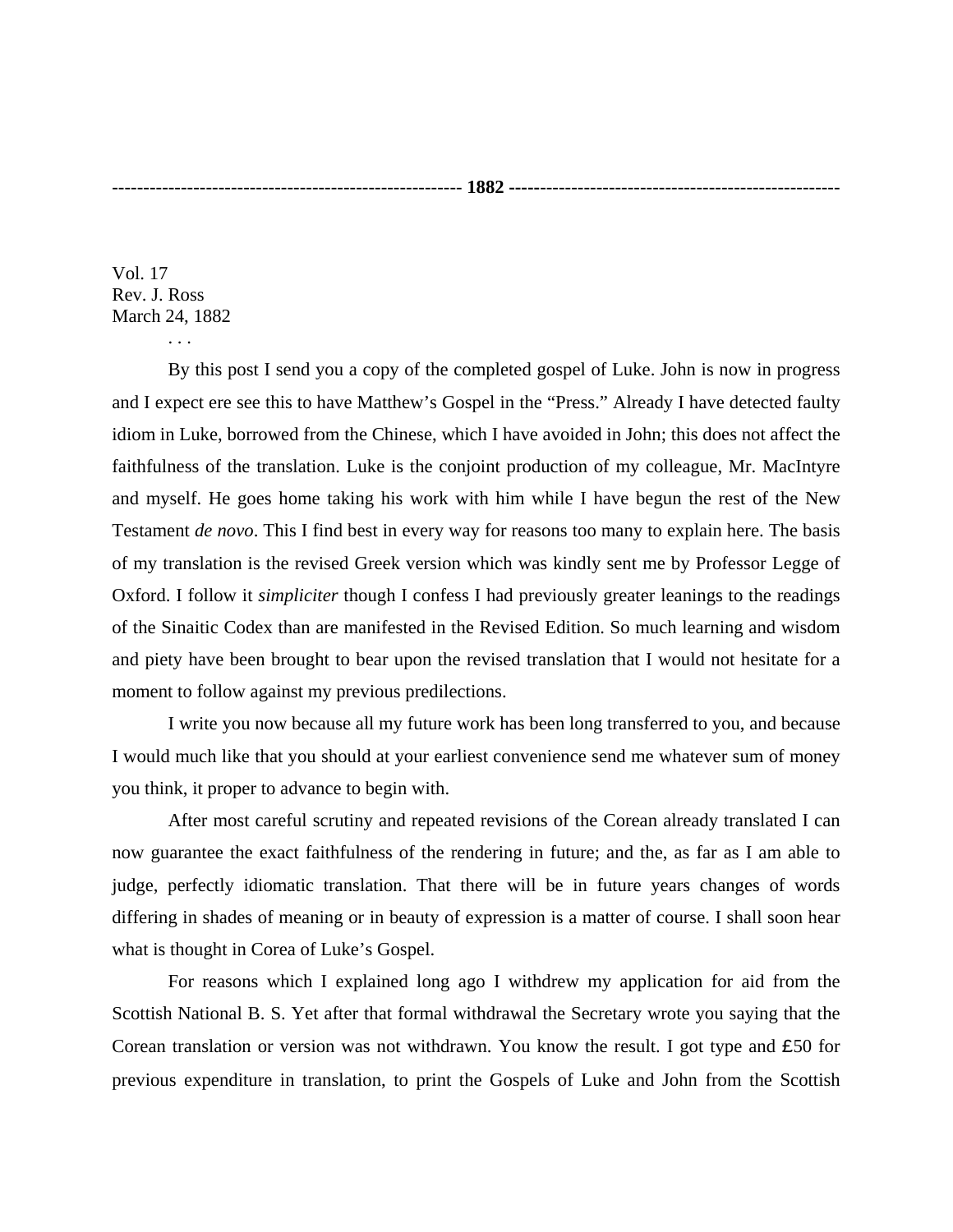------------------------------------------------------- **1882** ---------------------------------------------------

Vol. 17
Rev. J. Ross
March 24, 1882

. . .

By this post I send you a copy of the completed gospel of Luke. John is now in progress and I expect ere see this to have Matthew's Gospel in the "Press." Already I have detected faulty idiom in Luke, borrowed from the Chinese, which I have avoided in John; this does not affect the faithfulness of the translation. Luke is the conjoint production of my colleague, Mr. MacIntyre and myself. He goes home taking his work with him while I have begun the rest of the New Testament *de novo*. This I find best in every way for reasons too many to explain here. The basis of my translation is the revised Greek version which was kindly sent me by Professor Legge of Oxford. I follow it *simpliciter* though I confess I had previously greater leanings to the readings of the Sinaitic Codex than are manifested in the Revised Edition. So much learning and wisdom and piety have been brought to bear upon the revised translation that I would not hesitate for a moment to follow against my previous predilections.

I write you now because all my future work has been long transferred to you, and because I would much like that you should at your earliest convenience send me whatever sum of money you think, it proper to advance to begin with.

After most careful scrutiny and repeated revisions of the Corean already translated I can now guarantee the exact faithfulness of the rendering in future; and the, as far as I am able to judge, perfectly idiomatic translation. That there will be in future years changes of words differing in shades of meaning or in beauty of expression is a matter of course. I shall soon hear what is thought in Corea of Luke's Gospel.

For reasons which I explained long ago I withdrew my application for aid from the Scottish National B. S. Yet after that formal withdrawal the Secretary wrote you saying that the Corean translation or version was not withdrawn. You know the result. I got type and £50 for previous expenditure in translation, to print the Gospels of Luke and John from the Scottish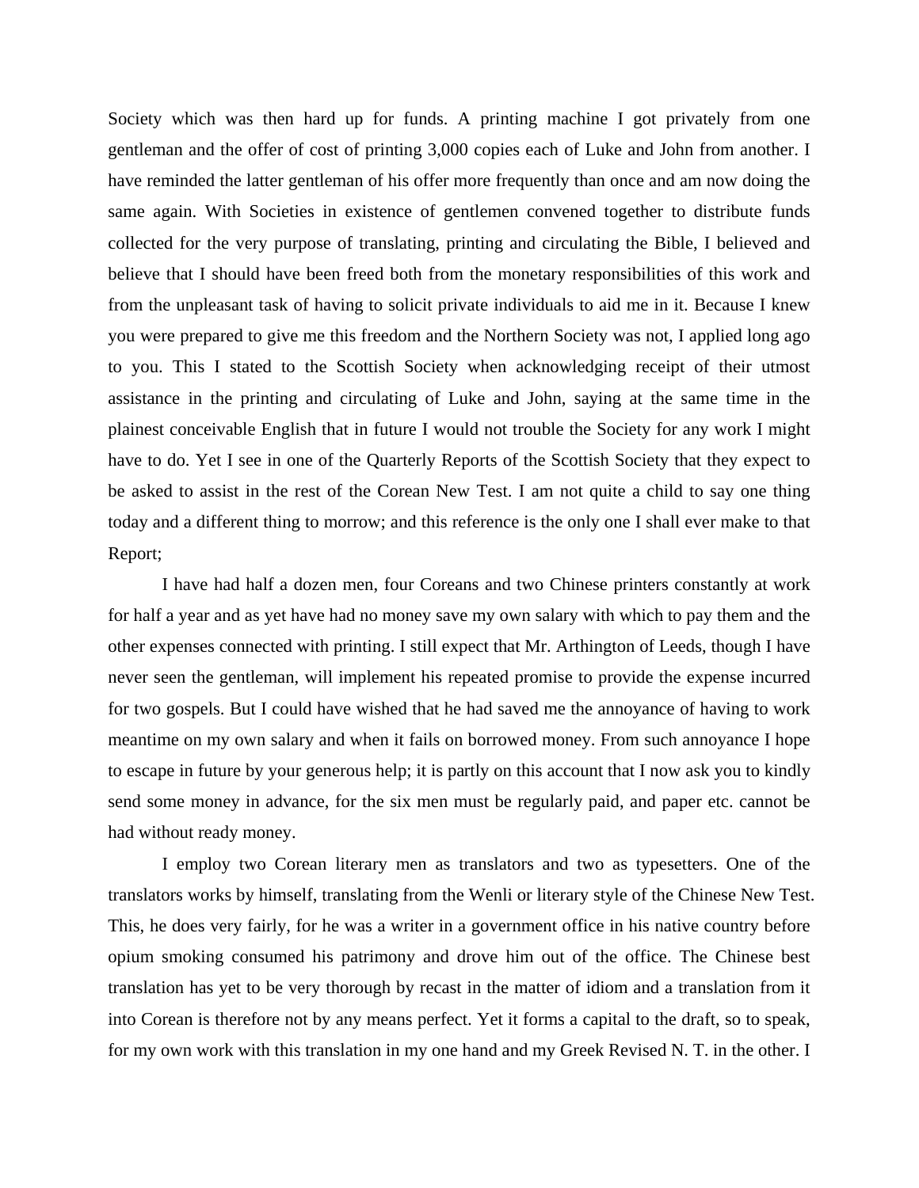Society which was then hard up for funds. A printing machine I got privately from one gentleman and the offer of cost of printing 3,000 copies each of Luke and John from another. I have reminded the latter gentleman of his offer more frequently than once and am now doing the same again. With Societies in existence of gentlemen convened together to distribute funds collected for the very purpose of translating, printing and circulating the Bible, I believed and believe that I should have been freed both from the monetary responsibilities of this work and from the unpleasant task of having to solicit private individuals to aid me in it. Because I knew you were prepared to give me this freedom and the Northern Society was not, I applied long ago to you. This I stated to the Scottish Society when acknowledging receipt of their utmost assistance in the printing and circulating of Luke and John, saying at the same time in the plainest conceivable English that in future I would not trouble the Society for any work I might have to do. Yet I see in one of the Quarterly Reports of the Scottish Society that they expect to be asked to assist in the rest of the Corean New Test. I am not quite a child to say one thing today and a different thing to morrow; and this reference is the only one I shall ever make to that Report;

I have had half a dozen men, four Coreans and two Chinese printers constantly at work for half a year and as yet have had no money save my own salary with which to pay them and the other expenses connected with printing. I still expect that Mr. Arthington of Leeds, though I have never seen the gentleman, will implement his repeated promise to provide the expense incurred for two gospels. But I could have wished that he had saved me the annoyance of having to work meantime on my own salary and when it fails on borrowed money. From such annoyance I hope to escape in future by your generous help; it is partly on this account that I now ask you to kindly send some money in advance, for the six men must be regularly paid, and paper etc. cannot be had without ready money.

I employ two Corean literary men as translators and two as typesetters. One of the translators works by himself, translating from the Wenli or literary style of the Chinese New Test. This, he does very fairly, for he was a writer in a government office in his native country before opium smoking consumed his patrimony and drove him out of the office. The Chinese best translation has yet to be very thorough by recast in the matter of idiom and a translation from it into Corean is therefore not by any means perfect. Yet it forms a capital to the draft, so to speak, for my own work with this translation in my one hand and my Greek Revised N. T. in the other. I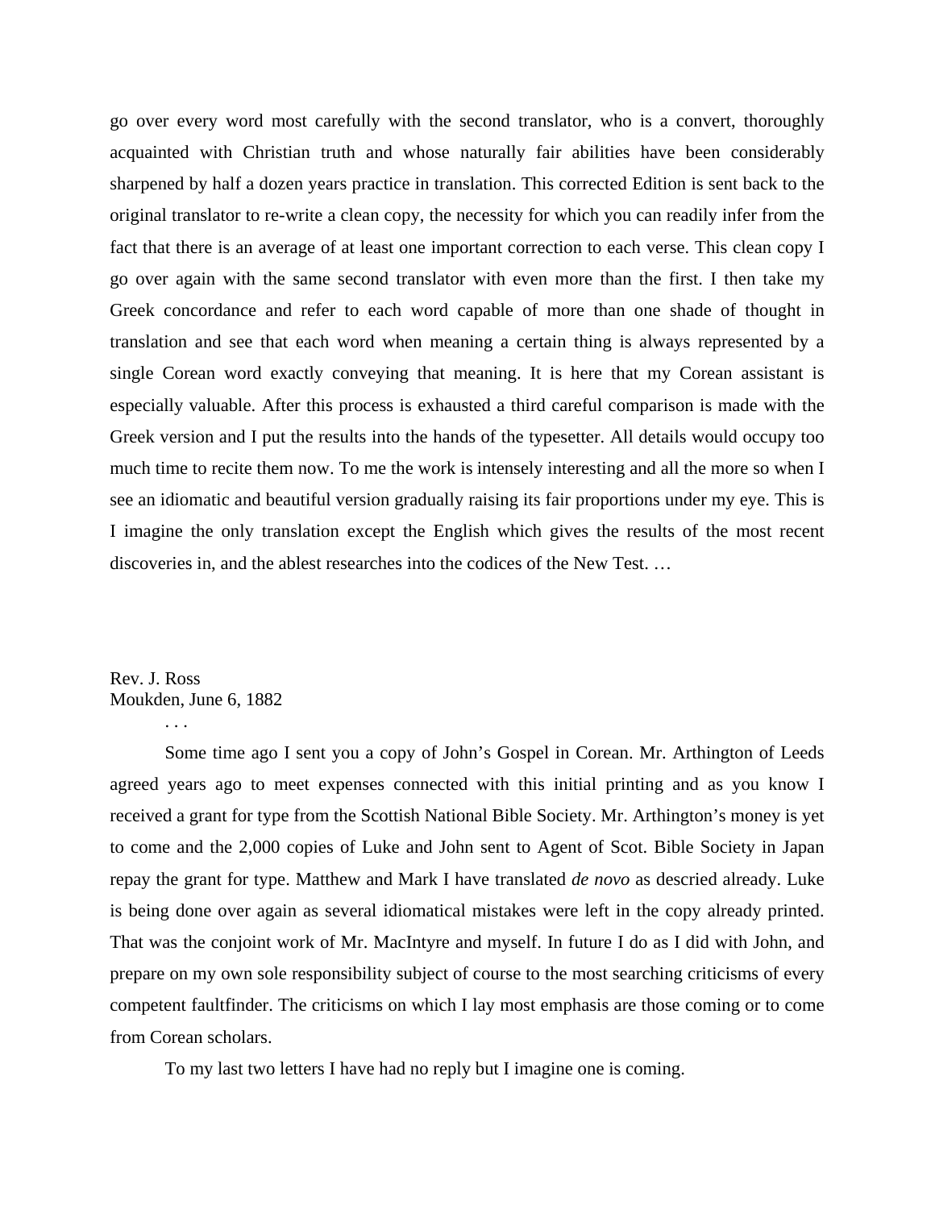go over every word most carefully with the second translator, who is a convert, thoroughly acquainted with Christian truth and whose naturally fair abilities have been considerably sharpened by half a dozen years practice in translation. This corrected Edition is sent back to the original translator to re-write a clean copy, the necessity for which you can readily infer from the fact that there is an average of at least one important correction to each verse. This clean copy I go over again with the same second translator with even more than the first. I then take my Greek concordance and refer to each word capable of more than one shade of thought in translation and see that each word when meaning a certain thing is always represented by a single Corean word exactly conveying that meaning. It is here that my Corean assistant is especially valuable. After this process is exhausted a third careful comparison is made with the Greek version and I put the results into the hands of the typesetter. All details would occupy too much time to recite them now. To me the work is intensely interesting and all the more so when I see an idiomatic and beautiful version gradually raising its fair proportions under my eye. This is I imagine the only translation except the English which gives the results of the most recent discoveries in, and the ablest researches into the codices of the New Test. …

Rev. J. Ross
Moukden, June 6, 1882

. . .

Some time ago I sent you a copy of John's Gospel in Corean. Mr. Arthington of Leeds agreed years ago to meet expenses connected with this initial printing and as you know I received a grant for type from the Scottish National Bible Society. Mr. Arthington's money is yet to come and the 2,000 copies of Luke and John sent to Agent of Scot. Bible Society in Japan repay the grant for type. Matthew and Mark I have translated *de novo* as descried already. Luke is being done over again as several idiomatical mistakes were left in the copy already printed. That was the conjoint work of Mr. MacIntyre and myself. In future I do as I did with John, and prepare on my own sole responsibility subject of course to the most searching criticisms of every competent faultfinder. The criticisms on which I lay most emphasis are those coming or to come from Corean scholars.

To my last two letters I have had no reply but I imagine one is coming.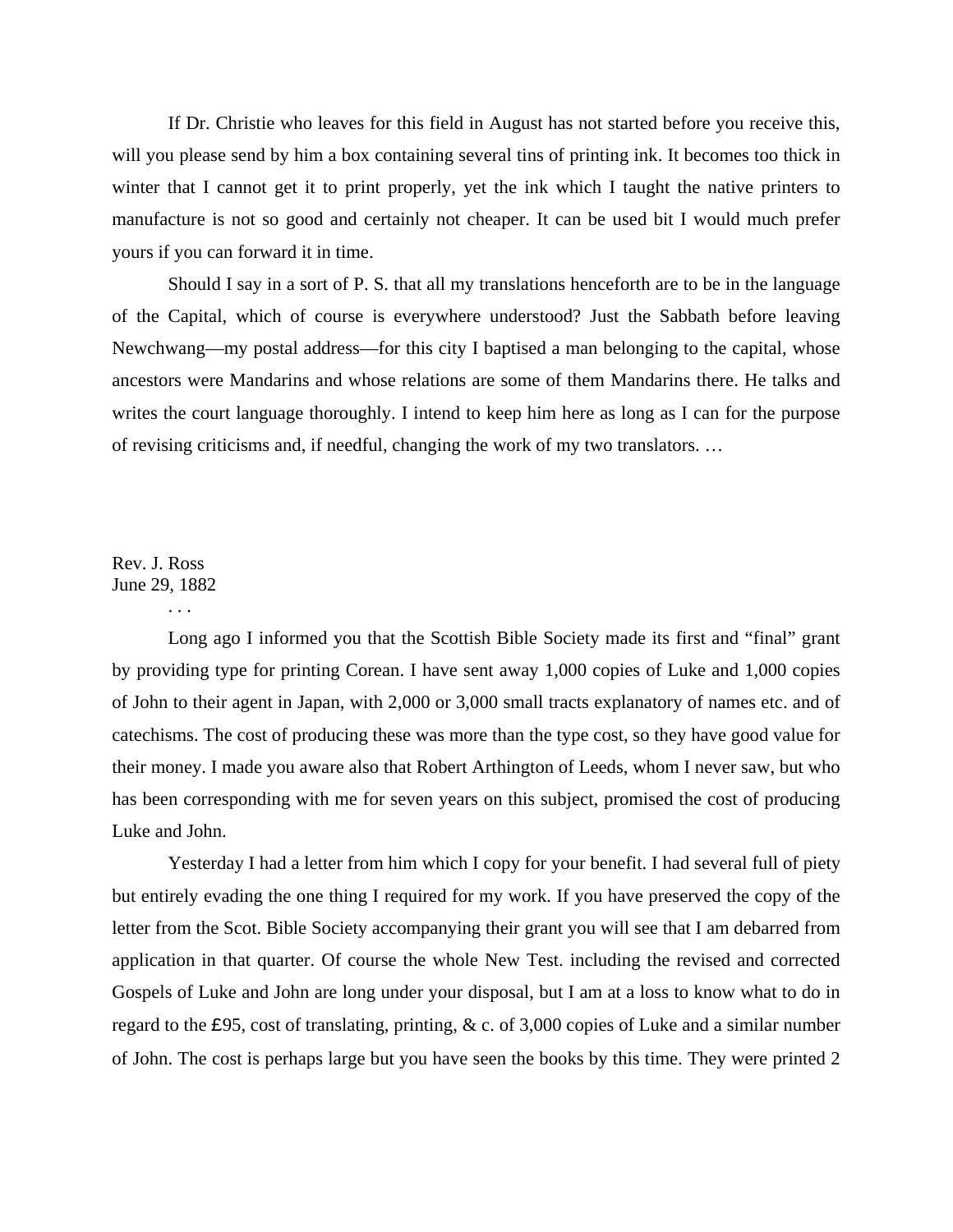If Dr. Christie who leaves for this field in August has not started before you receive this, will you please send by him a box containing several tins of printing ink. It becomes too thick in winter that I cannot get it to print properly, yet the ink which I taught the native printers to manufacture is not so good and certainly not cheaper. It can be used bit I would much prefer yours if you can forward it in time.

Should I say in a sort of P. S. that all my translations henceforth are to be in the language of the Capital, which of course is everywhere understood? Just the Sabbath before leaving Newchwang—my postal address—for this city I baptised a man belonging to the capital, whose ancestors were Mandarins and whose relations are some of them Mandarins there. He talks and writes the court language thoroughly. I intend to keep him here as long as I can for the purpose of revising criticisms and, if needful, changing the work of my two translators. …

Rev. J. Ross
June 29, 1882

. . .

Long ago I informed you that the Scottish Bible Society made its first and "final" grant by providing type for printing Corean. I have sent away 1,000 copies of Luke and 1,000 copies of John to their agent in Japan, with 2,000 or 3,000 small tracts explanatory of names etc. and of catechisms. The cost of producing these was more than the type cost, so they have good value for their money. I made you aware also that Robert Arthington of Leeds, whom I never saw, but who has been corresponding with me for seven years on this subject, promised the cost of producing Luke and John.

Yesterday I had a letter from him which I copy for your benefit. I had several full of piety but entirely evading the one thing I required for my work. If you have preserved the copy of the letter from the Scot. Bible Society accompanying their grant you will see that I am debarred from application in that quarter. Of course the whole New Test. including the revised and corrected Gospels of Luke and John are long under your disposal, but I am at a loss to know what to do in regard to the £95, cost of translating, printing, & c. of 3,000 copies of Luke and a similar number of John. The cost is perhaps large but you have seen the books by this time. They were printed 2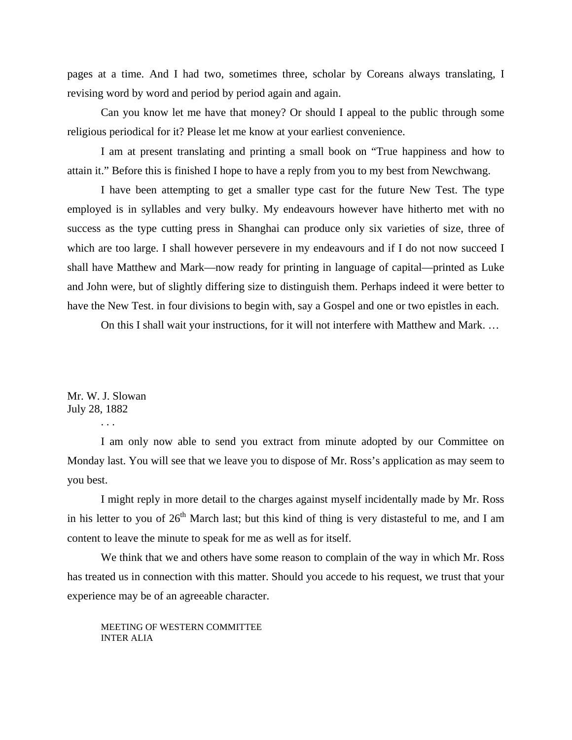pages at a time. And I had two, sometimes three, scholar by Coreans always translating, I revising word by word and period by period again and again.

Can you know let me have that money? Or should I appeal to the public through some religious periodical for it? Please let me know at your earliest convenience.

I am at present translating and printing a small book on "True happiness and how to attain it." Before this is finished I hope to have a reply from you to my best from Newchwang.

I have been attempting to get a smaller type cast for the future New Test. The type employed is in syllables and very bulky. My endeavours however have hitherto met with no success as the type cutting press in Shanghai can produce only six varieties of size, three of which are too large. I shall however persevere in my endeavours and if I do not now succeed I shall have Matthew and Mark—now ready for printing in language of capital—printed as Luke and John were, but of slightly differing size to distinguish them. Perhaps indeed it were better to have the New Test. in four divisions to begin with, say a Gospel and one or two epistles in each.

On this I shall wait your instructions, for it will not interfere with Matthew and Mark. …

Mr. W. J. Slowan
July 28, 1882

. . .

I am only now able to send you extract from minute adopted by our Committee on Monday last. You will see that we leave you to dispose of Mr. Ross's application as may seem to you best.

I might reply in more detail to the charges against myself incidentally made by Mr. Ross in his letter to you of 26th March last; but this kind of thing is very distasteful to me, and I am content to leave the minute to speak for me as well as for itself.

We think that we and others have some reason to complain of the way in which Mr. Ross has treated us in connection with this matter. Should you accede to his request, we trust that your experience may be of an agreeable character.

MEETING OF WESTERN COMMITTEE
INTER ALIA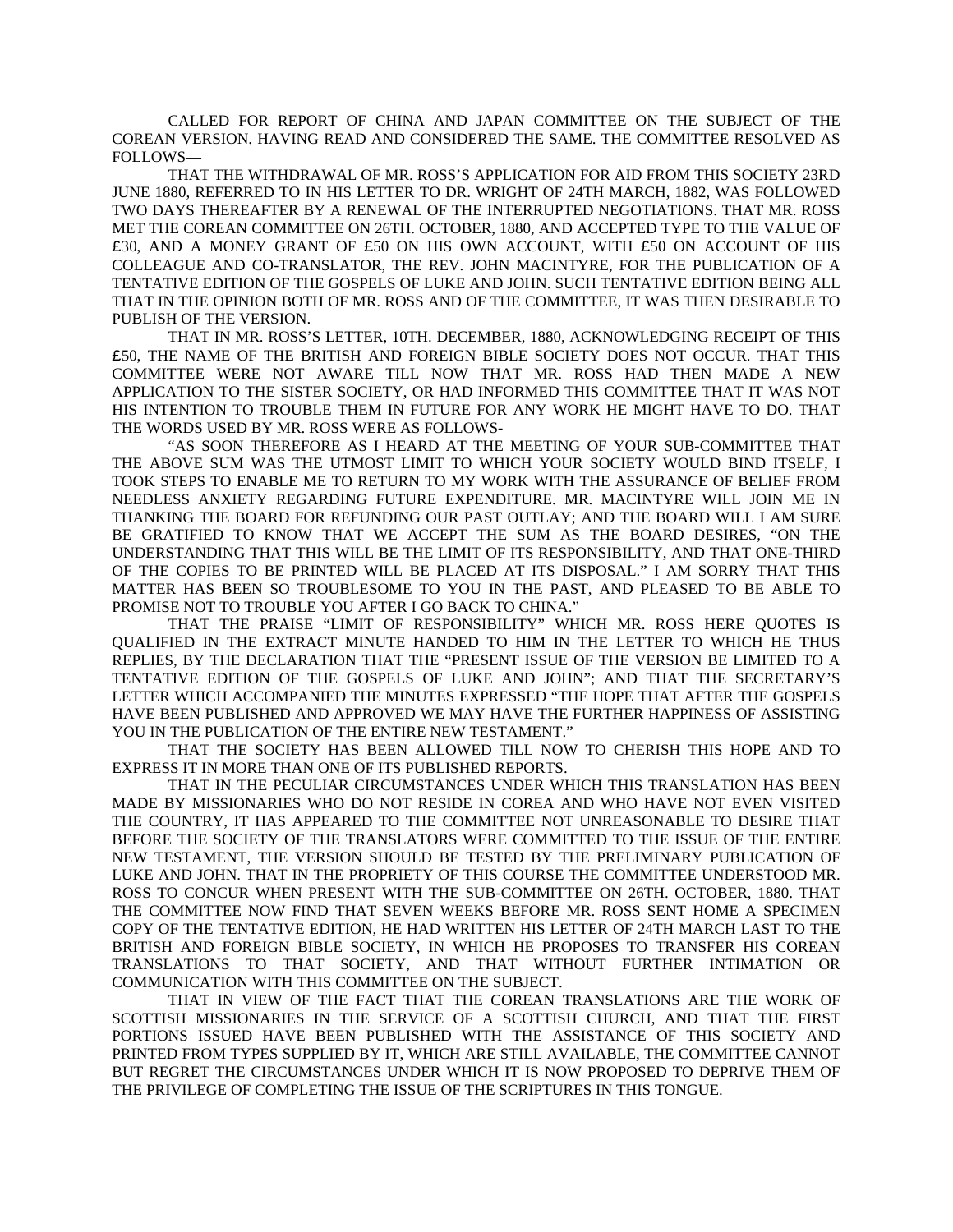CALLED FOR REPORT OF CHINA AND JAPAN COMMITTEE ON THE SUBJECT OF THE COREAN VERSION. HAVING READ AND CONSIDERED THE SAME. THE COMMITTEE RESOLVED AS FOLLOWS—

THAT THE WITHDRAWAL OF MR. ROSS'S APPLICATION FOR AID FROM THIS SOCIETY 23RD JUNE 1880, REFERRED TO IN HIS LETTER TO DR. WRIGHT OF 24TH MARCH, 1882, WAS FOLLOWED TWO DAYS THEREAFTER BY A RENEWAL OF THE INTERRUPTED NEGOTIATIONS. THAT MR. ROSS MET THE COREAN COMMITTEE ON 26TH. OCTOBER, 1880, AND ACCEPTED TYPE TO THE VALUE OF £30, AND A MONEY GRANT OF £50 ON HIS OWN ACCOUNT, WITH £50 ON ACCOUNT OF HIS COLLEAGUE AND CO-TRANSLATOR, THE REV. JOHN MACINTYRE, FOR THE PUBLICATION OF A TENTATIVE EDITION OF THE GOSPELS OF LUKE AND JOHN. SUCH TENTATIVE EDITION BEING ALL THAT IN THE OPINION BOTH OF MR. ROSS AND OF THE COMMITTEE, IT WAS THEN DESIRABLE TO PUBLISH OF THE VERSION.

THAT IN MR. ROSS'S LETTER, 10TH. DECEMBER, 1880, ACKNOWLEDGING RECEIPT OF THIS £50, THE NAME OF THE BRITISH AND FOREIGN BIBLE SOCIETY DOES NOT OCCUR. THAT THIS COMMITTEE WERE NOT AWARE TILL NOW THAT MR. ROSS HAD THEN MADE A NEW APPLICATION TO THE SISTER SOCIETY, OR HAD INFORMED THIS COMMITTEE THAT IT WAS NOT HIS INTENTION TO TROUBLE THEM IN FUTURE FOR ANY WORK HE MIGHT HAVE TO DO. THAT THE WORDS USED BY MR. ROSS WERE AS FOLLOWS-

"AS SOON THEREFORE AS I HEARD AT THE MEETING OF YOUR SUB-COMMITTEE THAT THE ABOVE SUM WAS THE UTMOST LIMIT TO WHICH YOUR SOCIETY WOULD BIND ITSELF, I TOOK STEPS TO ENABLE ME TO RETURN TO MY WORK WITH THE ASSURANCE OF BELIEF FROM NEEDLESS ANXIETY REGARDING FUTURE EXPENDITURE. MR. MACINTYRE WILL JOIN ME IN THANKING THE BOARD FOR REFUNDING OUR PAST OUTLAY; AND THE BOARD WILL I AM SURE BE GRATIFIED TO KNOW THAT WE ACCEPT THE SUM AS THE BOARD DESIRES, "ON THE UNDERSTANDING THAT THIS WILL BE THE LIMIT OF ITS RESPONSIBILITY, AND THAT ONE-THIRD OF THE COPIES TO BE PRINTED WILL BE PLACED AT ITS DISPOSAL." I AM SORRY THAT THIS MATTER HAS BEEN SO TROUBLESOME TO YOU IN THE PAST, AND PLEASED TO BE ABLE TO PROMISE NOT TO TROUBLE YOU AFTER I GO BACK TO CHINA."

THAT THE PRAISE "LIMIT OF RESPONSIBILITY" WHICH MR. ROSS HERE QUOTES IS QUALIFIED IN THE EXTRACT MINUTE HANDED TO HIM IN THE LETTER TO WHICH HE THUS REPLIES, BY THE DECLARATION THAT THE "PRESENT ISSUE OF THE VERSION BE LIMITED TO A TENTATIVE EDITION OF THE GOSPELS OF LUKE AND JOHN"; AND THAT THE SECRETARY'S LETTER WHICH ACCOMPANIED THE MINUTES EXPRESSED "THE HOPE THAT AFTER THE GOSPELS HAVE BEEN PUBLISHED AND APPROVED WE MAY HAVE THE FURTHER HAPPINESS OF ASSISTING YOU IN THE PUBLICATION OF THE ENTIRE NEW TESTAMENT."

THAT THE SOCIETY HAS BEEN ALLOWED TILL NOW TO CHERISH THIS HOPE AND TO EXPRESS IT IN MORE THAN ONE OF ITS PUBLISHED REPORTS.

THAT IN THE PECULIAR CIRCUMSTANCES UNDER WHICH THIS TRANSLATION HAS BEEN MADE BY MISSIONARIES WHO DO NOT RESIDE IN COREA AND WHO HAVE NOT EVEN VISITED THE COUNTRY, IT HAS APPEARED TO THE COMMITTEE NOT UNREASONABLE TO DESIRE THAT BEFORE THE SOCIETY OF THE TRANSLATORS WERE COMMITTED TO THE ISSUE OF THE ENTIRE NEW TESTAMENT, THE VERSION SHOULD BE TESTED BY THE PRELIMINARY PUBLICATION OF LUKE AND JOHN. THAT IN THE PROPRIETY OF THIS COURSE THE COMMITTEE UNDERSTOOD MR. ROSS TO CONCUR WHEN PRESENT WITH THE SUB-COMMITTEE ON 26TH. OCTOBER, 1880. THAT THE COMMITTEE NOW FIND THAT SEVEN WEEKS BEFORE MR. ROSS SENT HOME A SPECIMEN COPY OF THE TENTATIVE EDITION, HE HAD WRITTEN HIS LETTER OF 24TH MARCH LAST TO THE BRITISH AND FOREIGN BIBLE SOCIETY, IN WHICH HE PROPOSES TO TRANSFER HIS COREAN TRANSLATIONS TO THAT SOCIETY, AND THAT WITHOUT FURTHER INTIMATION OR COMMUNICATION WITH THIS COMMITTEE ON THE SUBJECT.

THAT IN VIEW OF THE FACT THAT THE COREAN TRANSLATIONS ARE THE WORK OF SCOTTISH MISSIONARIES IN THE SERVICE OF A SCOTTISH CHURCH, AND THAT THE FIRST PORTIONS ISSUED HAVE BEEN PUBLISHED WITH THE ASSISTANCE OF THIS SOCIETY AND PRINTED FROM TYPES SUPPLIED BY IT, WHICH ARE STILL AVAILABLE, THE COMMITTEE CANNOT BUT REGRET THE CIRCUMSTANCES UNDER WHICH IT IS NOW PROPOSED TO DEPRIVE THEM OF THE PRIVILEGE OF COMPLETING THE ISSUE OF THE SCRIPTURES IN THIS TONGUE.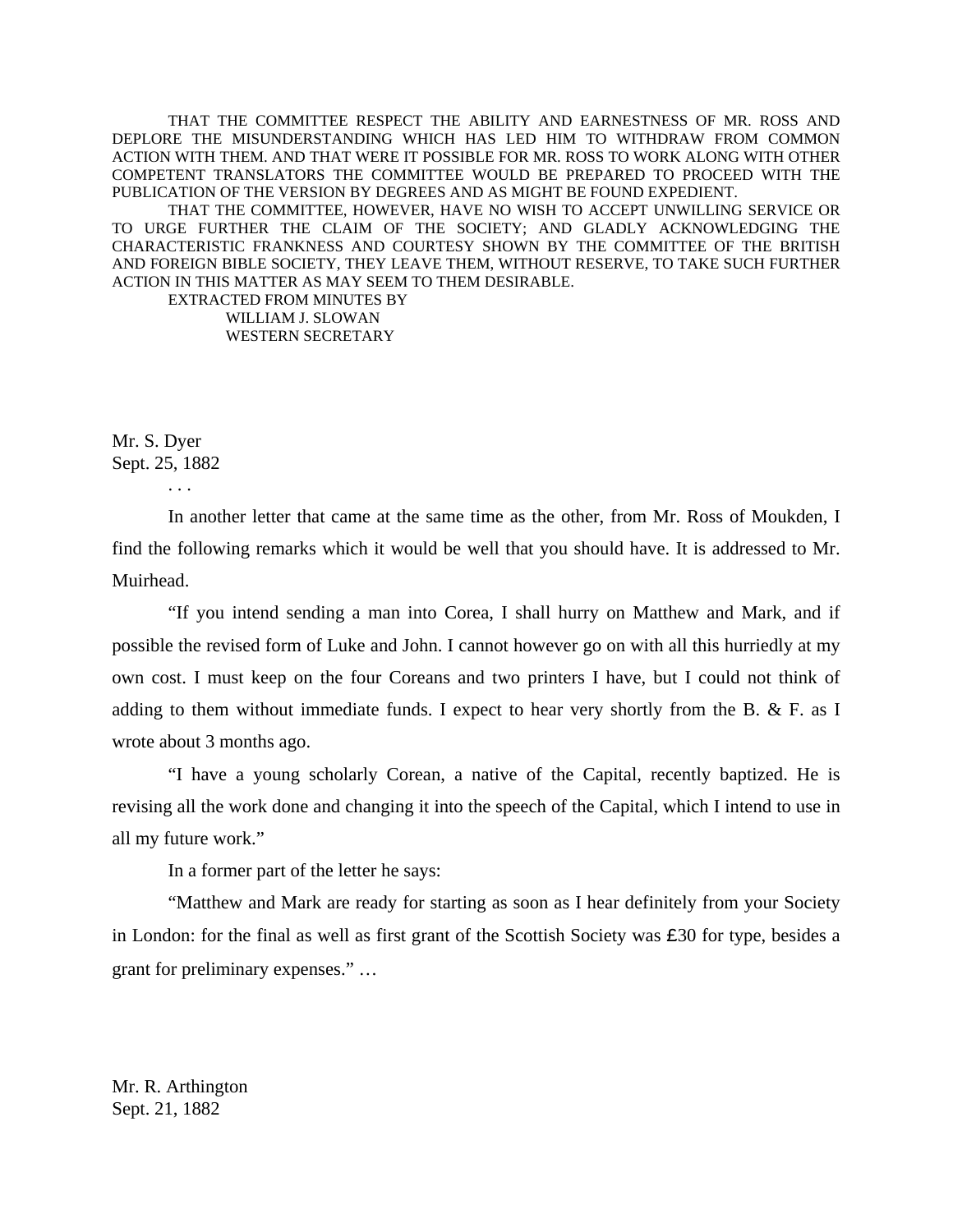THAT THE COMMITTEE RESPECT THE ABILITY AND EARNESTNESS OF MR. ROSS AND DEPLORE THE MISUNDERSTANDING WHICH HAS LED HIM TO WITHDRAW FROM COMMON ACTION WITH THEM. AND THAT WERE IT POSSIBLE FOR MR. ROSS TO WORK ALONG WITH OTHER COMPETENT TRANSLATORS THE COMMITTEE WOULD BE PREPARED TO PROCEED WITH THE PUBLICATION OF THE VERSION BY DEGREES AND AS MIGHT BE FOUND EXPEDIENT.

THAT THE COMMITTEE, HOWEVER, HAVE NO WISH TO ACCEPT UNWILLING SERVICE OR TO URGE FURTHER THE CLAIM OF THE SOCIETY; AND GLADLY ACKNOWLEDGING THE CHARACTERISTIC FRANKNESS AND COURTESY SHOWN BY THE COMMITTEE OF THE BRITISH AND FOREIGN BIBLE SOCIETY, THEY LEAVE THEM, WITHOUT RESERVE, TO TAKE SUCH FURTHER ACTION IN THIS MATTER AS MAY SEEM TO THEM DESIRABLE.

EXTRACTED FROM MINUTES BY
WILLIAM J. SLOWAN
WESTERN SECRETARY

Mr. S. Dyer
Sept. 25, 1882

. . .

In another letter that came at the same time as the other, from Mr. Ross of Moukden, I find the following remarks which it would be well that you should have. It is addressed to Mr. Muirhead.

"If you intend sending a man into Corea, I shall hurry on Matthew and Mark, and if possible the revised form of Luke and John. I cannot however go on with all this hurriedly at my own cost. I must keep on the four Coreans and two printers I have, but I could not think of adding to them without immediate funds. I expect to hear very shortly from the B. & F. as I wrote about 3 months ago.

"I have a young scholarly Corean, a native of the Capital, recently baptized. He is revising all the work done and changing it into the speech of the Capital, which I intend to use in all my future work."

In a former part of the letter he says:

"Matthew and Mark are ready for starting as soon as I hear definitely from your Society in London: for the final as well as first grant of the Scottish Society was ₤30 for type, besides a grant for preliminary expenses." …

Mr. R. Arthington
Sept. 21, 1882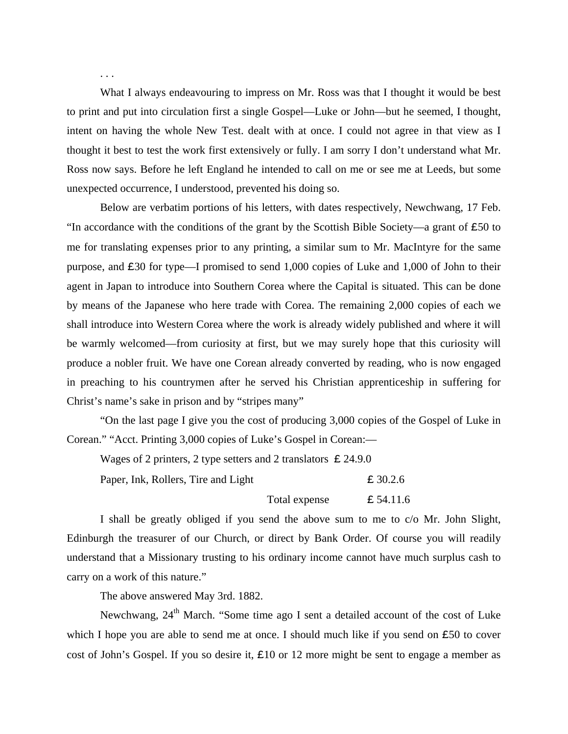. . .

What I always endeavouring to impress on Mr. Ross was that I thought it would be best to print and put into circulation first a single Gospel—Luke or John—but he seemed, I thought, intent on having the whole New Test. dealt with at once. I could not agree in that view as I thought it best to test the work first extensively or fully. I am sorry I don't understand what Mr. Ross now says. Before he left England he intended to call on me or see me at Leeds, but some unexpected occurrence, I understood, prevented his doing so.

Below are verbatim portions of his letters, with dates respectively, Newchwang, 17 Feb. "In accordance with the conditions of the grant by the Scottish Bible Society—a grant of ₤50 to me for translating expenses prior to any printing, a similar sum to Mr. MacIntyre for the same purpose, and ₤30 for type—I promised to send 1,000 copies of Luke and 1,000 of John to their agent in Japan to introduce into Southern Corea where the Capital is situated. This can be done by means of the Japanese who here trade with Corea. The remaining 2,000 copies of each we shall introduce into Western Corea where the work is already widely published and where it will be warmly welcomed—from curiosity at first, but we may surely hope that this curiosity will produce a nobler fruit. We have one Corean already converted by reading, who is now engaged in preaching to his countrymen after he served his Christian apprenticeship in suffering for Christ's name's sake in prison and by "stripes many"

"On the last page I give you the cost of producing 3,000 copies of the Gospel of Luke in Corean." "Acct. Printing 3,000 copies of Luke's Gospel in Corean:—

| | | |
|---|---|---|
| Wages of 2 printers, 2 type setters and 2 translators | | ₤ 24.9.0 |
| Paper, Ink, Rollers, Tire and Light | | ₤ 30.2.6 |
| | Total expense | ₤ 54.11.6 |

I shall be greatly obliged if you send the above sum to me to c/o Mr. John Slight, Edinburgh the treasurer of our Church, or direct by Bank Order. Of course you will readily understand that a Missionary trusting to his ordinary income cannot have much surplus cash to carry on a work of this nature."

The above answered May 3rd. 1882.

Newchwang, 24th March. "Some time ago I sent a detailed account of the cost of Luke which I hope you are able to send me at once. I should much like if you send on ₤50 to cover cost of John's Gospel. If you so desire it, ₤10 or 12 more might be sent to engage a member as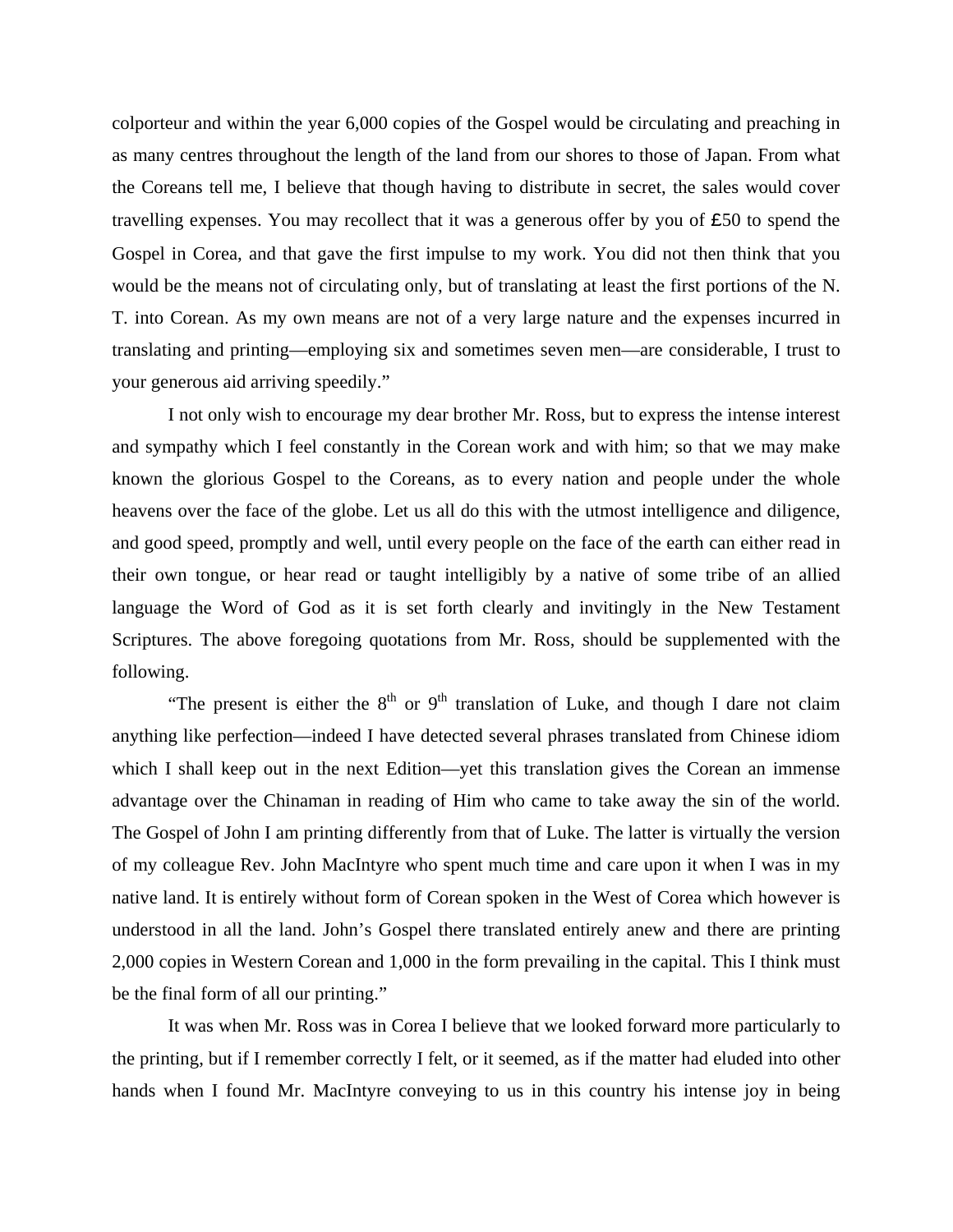colporteur and within the year 6,000 copies of the Gospel would be circulating and preaching in as many centres throughout the length of the land from our shores to those of Japan. From what the Coreans tell me, I believe that though having to distribute in secret, the sales would cover travelling expenses. You may recollect that it was a generous offer by you of ₤50 to spend the Gospel in Corea, and that gave the first impulse to my work. You did not then think that you would be the means not of circulating only, but of translating at least the first portions of the N. T. into Corean. As my own means are not of a very large nature and the expenses incurred in translating and printing—employing six and sometimes seven men—are considerable, I trust to your generous aid arriving speedily."

I not only wish to encourage my dear brother Mr. Ross, but to express the intense interest and sympathy which I feel constantly in the Corean work and with him; so that we may make known the glorious Gospel to the Coreans, as to every nation and people under the whole heavens over the face of the globe. Let us all do this with the utmost intelligence and diligence, and good speed, promptly and well, until every people on the face of the earth can either read in their own tongue, or hear read or taught intelligibly by a native of some tribe of an allied language the Word of God as it is set forth clearly and invitingly in the New Testament Scriptures. The above foregoing quotations from Mr. Ross, should be supplemented with the following.

"The present is either the 8th or 9th translation of Luke, and though I dare not claim anything like perfection—indeed I have detected several phrases translated from Chinese idiom which I shall keep out in the next Edition—yet this translation gives the Corean an immense advantage over the Chinaman in reading of Him who came to take away the sin of the world. The Gospel of John I am printing differently from that of Luke. The latter is virtually the version of my colleague Rev. John MacIntyre who spent much time and care upon it when I was in my native land. It is entirely without form of Corean spoken in the West of Corea which however is understood in all the land. John's Gospel there translated entirely anew and there are printing 2,000 copies in Western Corean and 1,000 in the form prevailing in the capital. This I think must be the final form of all our printing."

It was when Mr. Ross was in Corea I believe that we looked forward more particularly to the printing, but if I remember correctly I felt, or it seemed, as if the matter had eluded into other hands when I found Mr. MacIntyre conveying to us in this country his intense joy in being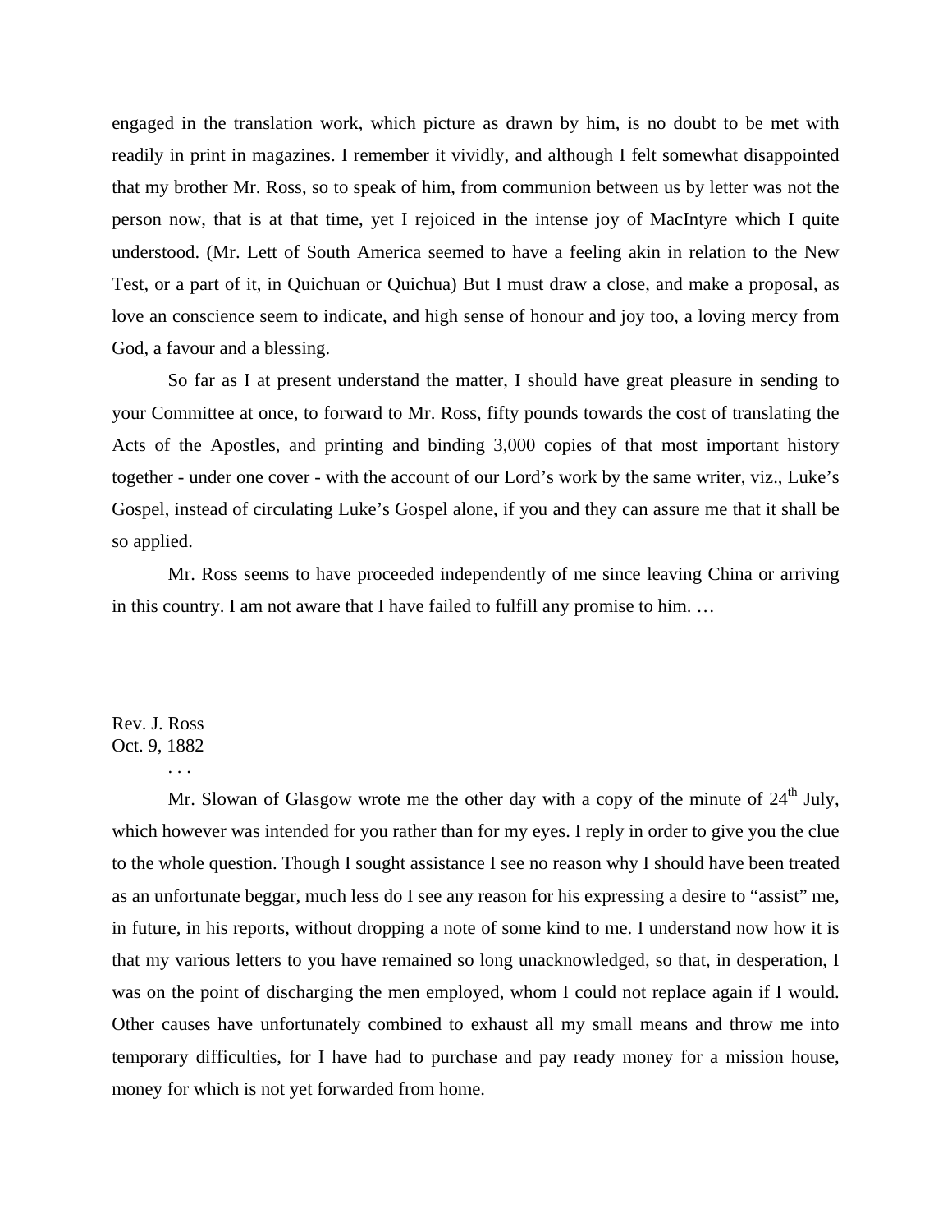engaged in the translation work, which picture as drawn by him, is no doubt to be met with readily in print in magazines. I remember it vividly, and although I felt somewhat disappointed that my brother Mr. Ross, so to speak of him, from communion between us by letter was not the person now, that is at that time, yet I rejoiced in the intense joy of MacIntyre which I quite understood. (Mr. Lett of South America seemed to have a feeling akin in relation to the New Test, or a part of it, in Quichuan or Quichua) But I must draw a close, and make a proposal, as love an conscience seem to indicate, and high sense of honour and joy too, a loving mercy from God, a favour and a blessing.

So far as I at present understand the matter, I should have great pleasure in sending to your Committee at once, to forward to Mr. Ross, fifty pounds towards the cost of translating the Acts of the Apostles, and printing and binding 3,000 copies of that most important history together - under one cover - with the account of our Lord's work by the same writer, viz., Luke's Gospel, instead of circulating Luke's Gospel alone, if you and they can assure me that it shall be so applied.

Mr. Ross seems to have proceeded independently of me since leaving China or arriving in this country. I am not aware that I have failed to fulfill any promise to him. …

Rev. J. Ross
Oct. 9, 1882

. . .

Mr. Slowan of Glasgow wrote me the other day with a copy of the minute of 24th July, which however was intended for you rather than for my eyes. I reply in order to give you the clue to the whole question. Though I sought assistance I see no reason why I should have been treated as an unfortunate beggar, much less do I see any reason for his expressing a desire to "assist" me, in future, in his reports, without dropping a note of some kind to me. I understand now how it is that my various letters to you have remained so long unacknowledged, so that, in desperation, I was on the point of discharging the men employed, whom I could not replace again if I would. Other causes have unfortunately combined to exhaust all my small means and throw me into temporary difficulties, for I have had to purchase and pay ready money for a mission house, money for which is not yet forwarded from home.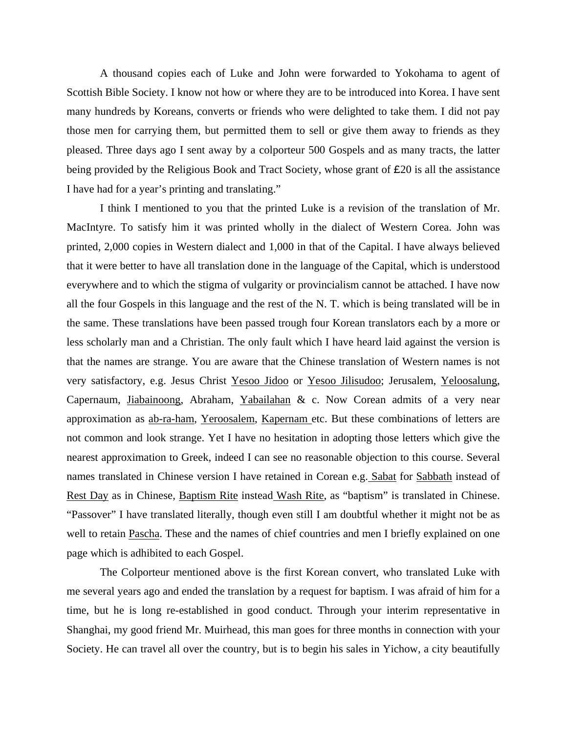A thousand copies each of Luke and John were forwarded to Yokohama to agent of Scottish Bible Society. I know not how or where they are to be introduced into Korea. I have sent many hundreds by Koreans, converts or friends who were delighted to take them. I did not pay those men for carrying them, but permitted them to sell or give them away to friends as they pleased. Three days ago I sent away by a colporteur 500 Gospels and as many tracts, the latter being provided by the Religious Book and Tract Society, whose grant of £20 is all the assistance I have had for a year's printing and translating."

I think I mentioned to you that the printed Luke is a revision of the translation of Mr. MacIntyre. To satisfy him it was printed wholly in the dialect of Western Corea. John was printed, 2,000 copies in Western dialect and 1,000 in that of the Capital. I have always believed that it were better to have all translation done in the language of the Capital, which is understood everywhere and to which the stigma of vulgarity or provincialism cannot be attached. I have now all the four Gospels in this language and the rest of the N. T. which is being translated will be in the same. These translations have been passed trough four Korean translators each by a more or less scholarly man and a Christian. The only fault which I have heard laid against the version is that the names are strange. You are aware that the Chinese translation of Western names is not very satisfactory, e.g. Jesus Christ <u>Yesoo Jidoo</u> or <u>Yesoo Jilisudoo</u>; Jerusalem, <u>Yeloosalung</u>, Capernaum, <u>Jiabainoong</u>, Abraham, <u>Yabailahan</u> & c. Now Corean admits of a very near approximation as <u>ab-ra-ham</u>, <u>Yeroosalem</u>, <u>Kapernam</u> etc. But these combinations of letters are not common and look strange. Yet I have no hesitation in adopting those letters which give the nearest approximation to Greek, indeed I can see no reasonable objection to this course. Several names translated in Chinese version I have retained in Corean e.g. <u>Sabat</u> for <u>Sabbath</u> instead of <u>Rest Day</u> as in Chinese, <u>Baptism Rite</u> instead <u>Wash Rite</u>, as "baptism" is translated in Chinese. "Passover" I have translated literally, though even still I am doubtful whether it might not be as well to retain <u>Pascha</u>. These and the names of chief countries and men I briefly explained on one page which is adhibited to each Gospel.

The Colporteur mentioned above is the first Korean convert, who translated Luke with me several years ago and ended the translation by a request for baptism. I was afraid of him for a time, but he is long re-established in good conduct. Through your interim representative in Shanghai, my good friend Mr. Muirhead, this man goes for three months in connection with your Society. He can travel all over the country, but is to begin his sales in Yichow, a city beautifully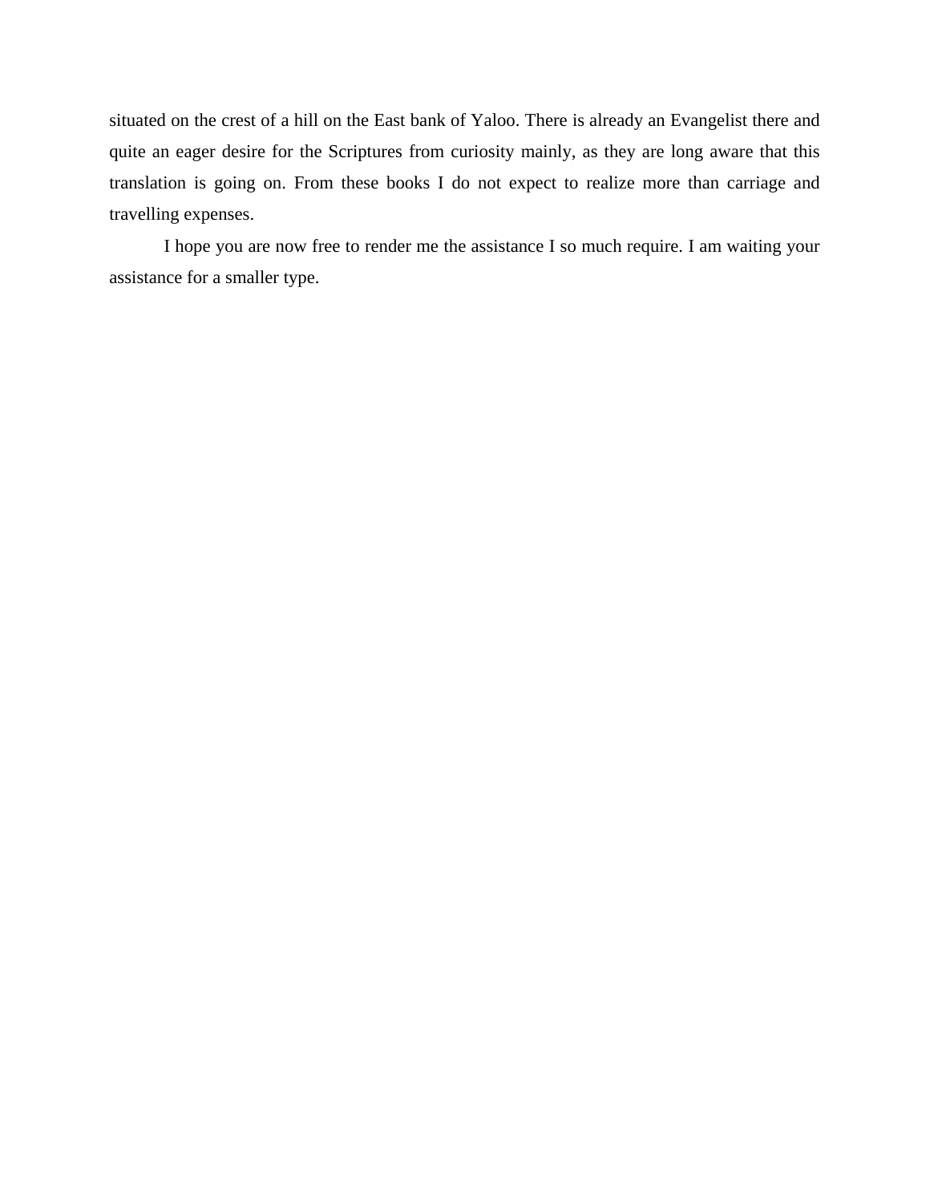situated on the crest of a hill on the East bank of Yaloo. There is already an Evangelist there and quite an eager desire for the Scriptures from curiosity mainly, as they are long aware that this translation is going on. From these books I do not expect to realize more than carriage and travelling expenses.

I hope you are now free to render me the assistance I so much require. I am waiting your assistance for a smaller type.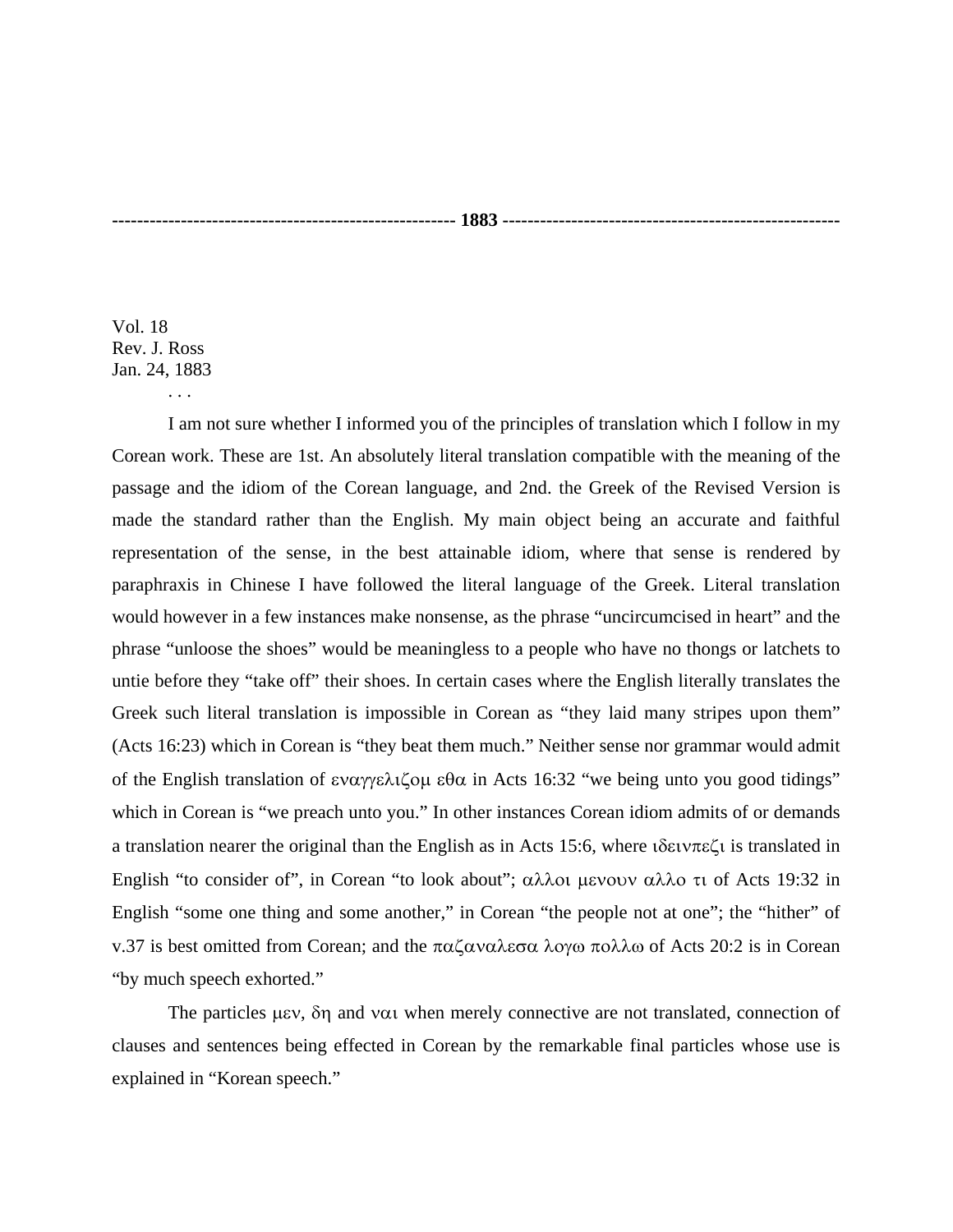------------------------------------------------------ **1883** ------------------------------------------------------

Vol. 18
Rev. J. Ross
Jan. 24, 1883

. . .

I am not sure whether I informed you of the principles of translation which I follow in my Corean work. These are 1st. An absolutely literal translation compatible with the meaning of the passage and the idiom of the Corean language, and 2nd. the Greek of the Revised Version is made the standard rather than the English. My main object being an accurate and faithful representation of the sense, in the best attainable idiom, where that sense is rendered by paraphraxis in Chinese I have followed the literal language of the Greek. Literal translation would however in a few instances make nonsense, as the phrase "uncircumcised in heart" and the phrase "unloose the shoes" would be meaningless to a people who have no thongs or latchets to untie before they "take off" their shoes. In certain cases where the English literally translates the Greek such literal translation is impossible in Corean as "they laid many stripes upon them" (Acts 16:23) which in Corean is "they beat them much." Neither sense nor grammar would admit of the English translation of εναγγελιζομ εθα in Acts 16:32 "we being unto you good tidings" which in Corean is "we preach unto you." In other instances Corean idiom admits of or demands a translation nearer the original than the English as in Acts 15:6, where ιδεινπεζι is translated in English "to consider of", in Corean "to look about"; αλλοι μενουν αλλο τι of Acts 19:32 in English "some one thing and some another," in Corean "the people not at one"; the "hither" of v.37 is best omitted from Corean; and the παζαναλεσα λογω πολλω of Acts 20:2 is in Corean "by much speech exhorted."

The particles μεν, δη and ναι when merely connective are not translated, connection of clauses and sentences being effected in Corean by the remarkable final particles whose use is explained in "Korean speech."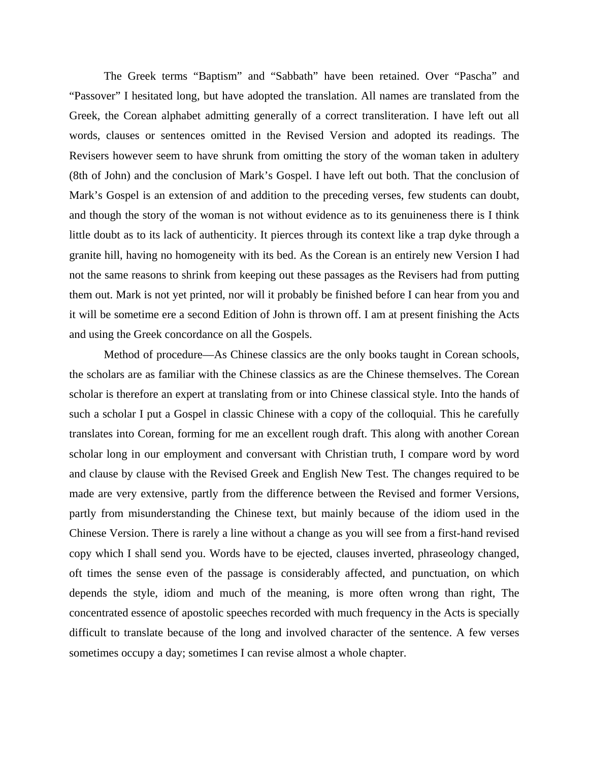The Greek terms "Baptism" and "Sabbath" have been retained. Over "Pascha" and "Passover" I hesitated long, but have adopted the translation. All names are translated from the Greek, the Corean alphabet admitting generally of a correct transliteration. I have left out all words, clauses or sentences omitted in the Revised Version and adopted its readings. The Revisers however seem to have shrunk from omitting the story of the woman taken in adultery (8th of John) and the conclusion of Mark's Gospel. I have left out both. That the conclusion of Mark's Gospel is an extension of and addition to the preceding verses, few students can doubt, and though the story of the woman is not without evidence as to its genuineness there is I think little doubt as to its lack of authenticity. It pierces through its context like a trap dyke through a granite hill, having no homogeneity with its bed. As the Corean is an entirely new Version I had not the same reasons to shrink from keeping out these passages as the Revisers had from putting them out. Mark is not yet printed, nor will it probably be finished before I can hear from you and it will be sometime ere a second Edition of John is thrown off. I am at present finishing the Acts and using the Greek concordance on all the Gospels.

Method of procedure—As Chinese classics are the only books taught in Corean schools, the scholars are as familiar with the Chinese classics as are the Chinese themselves. The Corean scholar is therefore an expert at translating from or into Chinese classical style. Into the hands of such a scholar I put a Gospel in classic Chinese with a copy of the colloquial. This he carefully translates into Corean, forming for me an excellent rough draft. This along with another Corean scholar long in our employment and conversant with Christian truth, I compare word by word and clause by clause with the Revised Greek and English New Test. The changes required to be made are very extensive, partly from the difference between the Revised and former Versions, partly from misunderstanding the Chinese text, but mainly because of the idiom used in the Chinese Version. There is rarely a line without a change as you will see from a first-hand revised copy which I shall send you. Words have to be ejected, clauses inverted, phraseology changed, oft times the sense even of the passage is considerably affected, and punctuation, on which depends the style, idiom and much of the meaning, is more often wrong than right, The concentrated essence of apostolic speeches recorded with much frequency in the Acts is specially difficult to translate because of the long and involved character of the sentence. A few verses sometimes occupy a day; sometimes I can revise almost a whole chapter.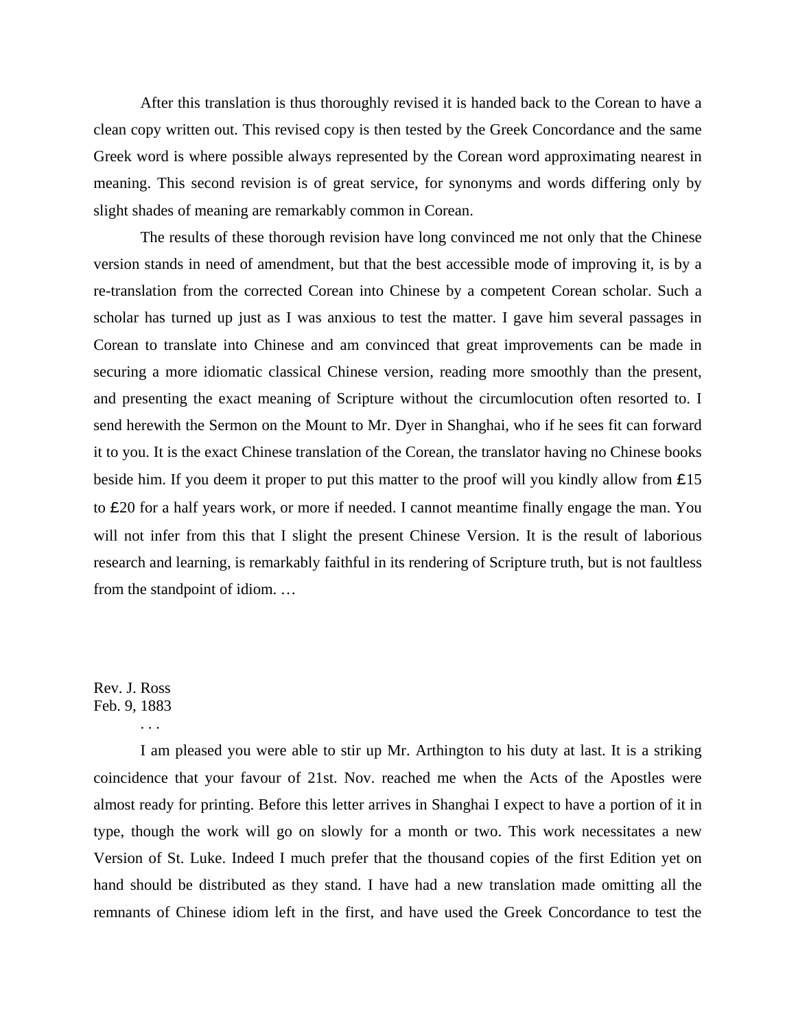After this translation is thus thoroughly revised it is handed back to the Corean to have a clean copy written out. This revised copy is then tested by the Greek Concordance and the same Greek word is where possible always represented by the Corean word approximating nearest in meaning. This second revision is of great service, for synonyms and words differing only by slight shades of meaning are remarkably common in Corean.

The results of these thorough revision have long convinced me not only that the Chinese version stands in need of amendment, but that the best accessible mode of improving it, is by a re-translation from the corrected Corean into Chinese by a competent Corean scholar. Such a scholar has turned up just as I was anxious to test the matter. I gave him several passages in Corean to translate into Chinese and am convinced that great improvements can be made in securing a more idiomatic classical Chinese version, reading more smoothly than the present, and presenting the exact meaning of Scripture without the circumlocution often resorted to. I send herewith the Sermon on the Mount to Mr. Dyer in Shanghai, who if he sees fit can forward it to you. It is the exact Chinese translation of the Corean, the translator having no Chinese books beside him. If you deem it proper to put this matter to the proof will you kindly allow from ₤15 to ₤20 for a half years work, or more if needed. I cannot meantime finally engage the man. You will not infer from this that I slight the present Chinese Version. It is the result of laborious research and learning, is remarkably faithful in its rendering of Scripture truth, but is not faultless from the standpoint of idiom. …

Rev. J. Ross
Feb. 9, 1883

. . .

I am pleased you were able to stir up Mr. Arthington to his duty at last. It is a striking coincidence that your favour of 21st. Nov. reached me when the Acts of the Apostles were almost ready for printing. Before this letter arrives in Shanghai I expect to have a portion of it in type, though the work will go on slowly for a month or two. This work necessitates a new Version of St. Luke. Indeed I much prefer that the thousand copies of the first Edition yet on hand should be distributed as they stand. I have had a new translation made omitting all the remnants of Chinese idiom left in the first, and have used the Greek Concordance to test the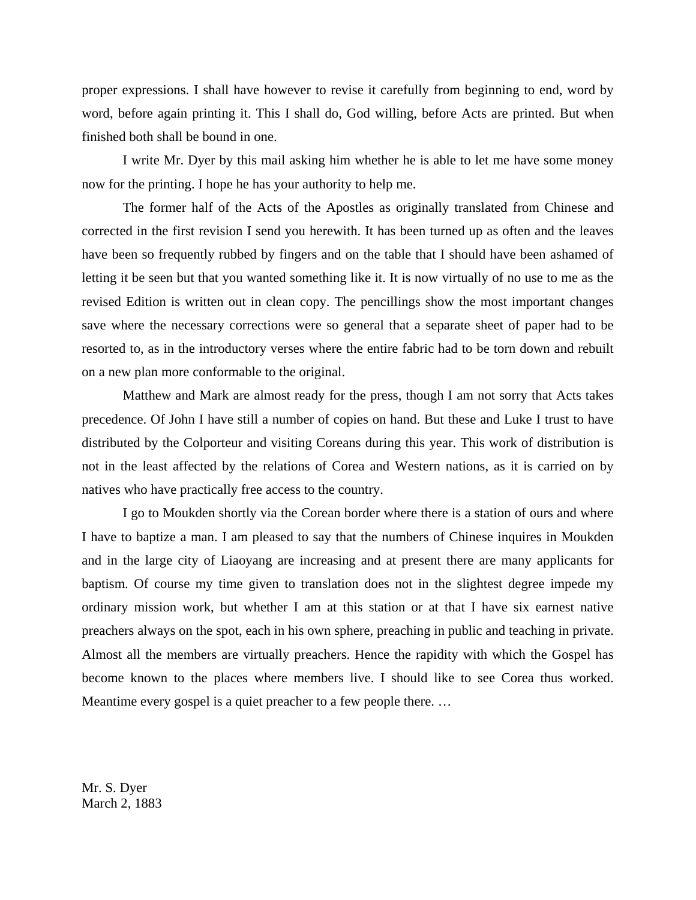proper expressions. I shall have however to revise it carefully from beginning to end, word by word, before again printing it. This I shall do, God willing, before Acts are printed. But when finished both shall be bound in one.

I write Mr. Dyer by this mail asking him whether he is able to let me have some money now for the printing. I hope he has your authority to help me.

The former half of the Acts of the Apostles as originally translated from Chinese and corrected in the first revision I send you herewith. It has been turned up as often and the leaves have been so frequently rubbed by fingers and on the table that I should have been ashamed of letting it be seen but that you wanted something like it. It is now virtually of no use to me as the revised Edition is written out in clean copy. The pencillings show the most important changes save where the necessary corrections were so general that a separate sheet of paper had to be resorted to, as in the introductory verses where the entire fabric had to be torn down and rebuilt on a new plan more conformable to the original.

Matthew and Mark are almost ready for the press, though I am not sorry that Acts takes precedence. Of John I have still a number of copies on hand. But these and Luke I trust to have distributed by the Colporteur and visiting Coreans during this year. This work of distribution is not in the least affected by the relations of Corea and Western nations, as it is carried on by natives who have practically free access to the country.

I go to Moukden shortly via the Corean border where there is a station of ours and where I have to baptize a man. I am pleased to say that the numbers of Chinese inquires in Moukden and in the large city of Liaoyang are increasing and at present there are many applicants for baptism. Of course my time given to translation does not in the slightest degree impede my ordinary mission work, but whether I am at this station or at that I have six earnest native preachers always on the spot, each in his own sphere, preaching in public and teaching in private. Almost all the members are virtually preachers. Hence the rapidity with which the Gospel has become known to the places where members live. I should like to see Corea thus worked. Meantime every gospel is a quiet preacher to a few people there. …

Mr. S. Dyer
March 2, 1883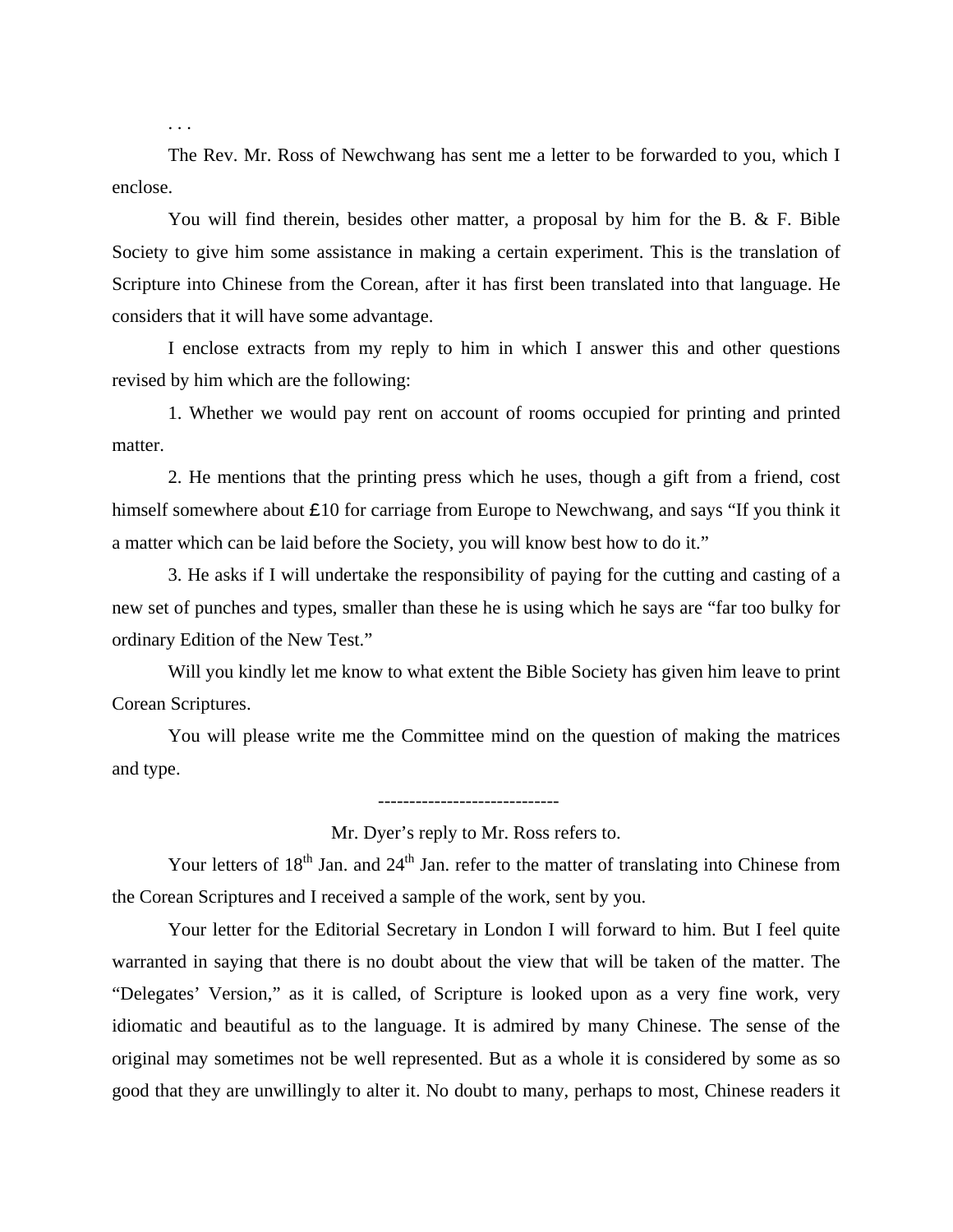. . .

The Rev. Mr. Ross of Newchwang has sent me a letter to be forwarded to you, which I enclose.

You will find therein, besides other matter, a proposal by him for the B. & F. Bible Society to give him some assistance in making a certain experiment. This is the translation of Scripture into Chinese from the Corean, after it has first been translated into that language. He considers that it will have some advantage.

I enclose extracts from my reply to him in which I answer this and other questions revised by him which are the following:

1. Whether we would pay rent on account of rooms occupied for printing and printed matter.

2. He mentions that the printing press which he uses, though a gift from a friend, cost himself somewhere about ₤10 for carriage from Europe to Newchwang, and says "If you think it a matter which can be laid before the Society, you will know best how to do it."

3. He asks if I will undertake the responsibility of paying for the cutting and casting of a new set of punches and types, smaller than these he is using which he says are "far too bulky for ordinary Edition of the New Test."

Will you kindly let me know to what extent the Bible Society has given him leave to print Corean Scriptures.

You will please write me the Committee mind on the question of making the matrices and type.

-----------------------------

Mr. Dyer's reply to Mr. Ross refers to.

Your letters of 18th Jan. and 24th Jan. refer to the matter of translating into Chinese from the Corean Scriptures and I received a sample of the work, sent by you.

Your letter for the Editorial Secretary in London I will forward to him. But I feel quite warranted in saying that there is no doubt about the view that will be taken of the matter. The "Delegates' Version," as it is called, of Scripture is looked upon as a very fine work, very idiomatic and beautiful as to the language. It is admired by many Chinese. The sense of the original may sometimes not be well represented. But as a whole it is considered by some as so good that they are unwillingly to alter it. No doubt to many, perhaps to most, Chinese readers it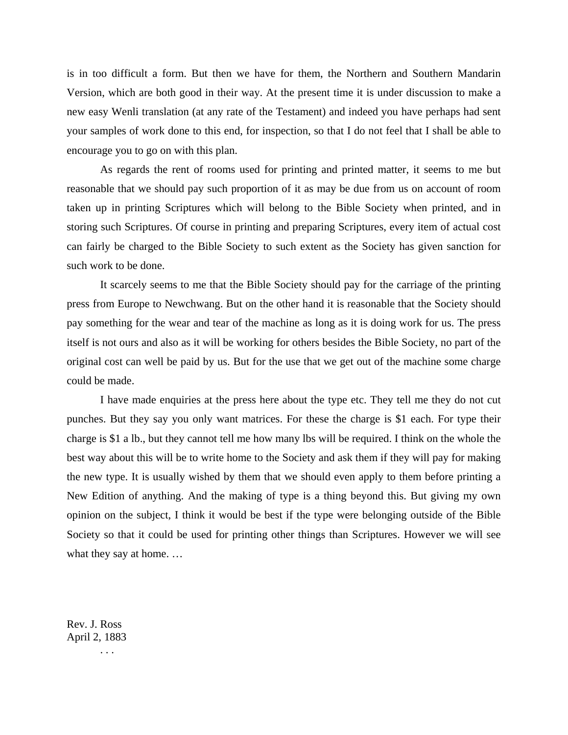is in too difficult a form. But then we have for them, the Northern and Southern Mandarin Version, which are both good in their way. At the present time it is under discussion to make a new easy Wenli translation (at any rate of the Testament) and indeed you have perhaps had sent your samples of work done to this end, for inspection, so that I do not feel that I shall be able to encourage you to go on with this plan.

As regards the rent of rooms used for printing and printed matter, it seems to me but reasonable that we should pay such proportion of it as may be due from us on account of room taken up in printing Scriptures which will belong to the Bible Society when printed, and in storing such Scriptures. Of course in printing and preparing Scriptures, every item of actual cost can fairly be charged to the Bible Society to such extent as the Society has given sanction for such work to be done.

It scarcely seems to me that the Bible Society should pay for the carriage of the printing press from Europe to Newchwang. But on the other hand it is reasonable that the Society should pay something for the wear and tear of the machine as long as it is doing work for us. The press itself is not ours and also as it will be working for others besides the Bible Society, no part of the original cost can well be paid by us. But for the use that we get out of the machine some charge could be made.

I have made enquiries at the press here about the type etc. They tell me they do not cut punches. But they say you only want matrices. For these the charge is $1 each. For type their charge is $1 a lb., but they cannot tell me how many lbs will be required. I think on the whole the best way about this will be to write home to the Society and ask them if they will pay for making the new type. It is usually wished by them that we should even apply to them before printing a New Edition of anything. And the making of type is a thing beyond this. But giving my own opinion on the subject, I think it would be best if the type were belonging outside of the Bible Society so that it could be used for printing other things than Scriptures. However we will see what they say at home. …

Rev. J. Ross
April 2, 1883

. . .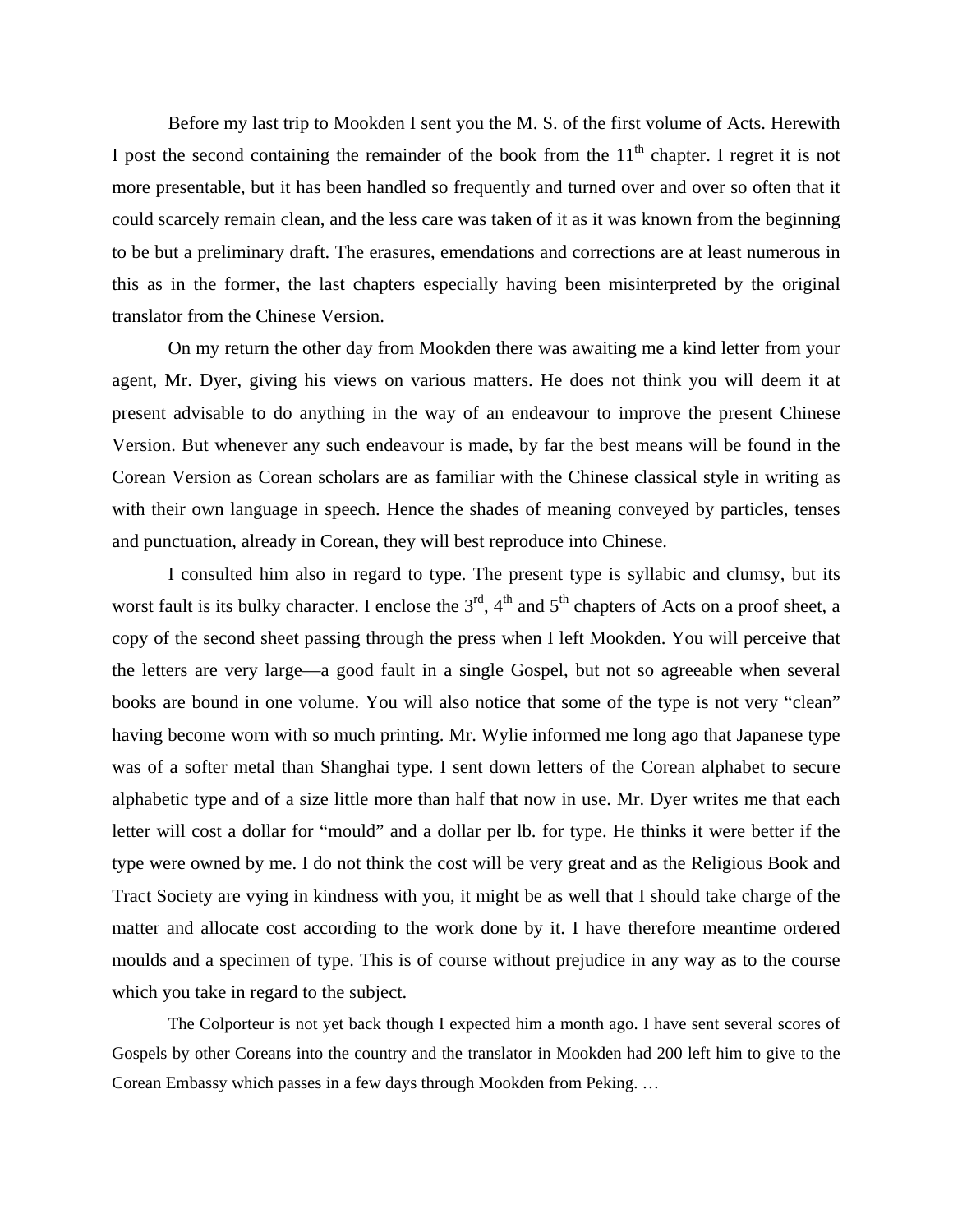Before my last trip to Mookden I sent you the M. S. of the first volume of Acts. Herewith I post the second containing the remainder of the book from the 11th chapter. I regret it is not more presentable, but it has been handled so frequently and turned over and over so often that it could scarcely remain clean, and the less care was taken of it as it was known from the beginning to be but a preliminary draft. The erasures, emendations and corrections are at least numerous in this as in the former, the last chapters especially having been misinterpreted by the original translator from the Chinese Version.

On my return the other day from Mookden there was awaiting me a kind letter from your agent, Mr. Dyer, giving his views on various matters. He does not think you will deem it at present advisable to do anything in the way of an endeavour to improve the present Chinese Version. But whenever any such endeavour is made, by far the best means will be found in the Corean Version as Corean scholars are as familiar with the Chinese classical style in writing as with their own language in speech. Hence the shades of meaning conveyed by particles, tenses and punctuation, already in Corean, they will best reproduce into Chinese.

I consulted him also in regard to type. The present type is syllabic and clumsy, but its worst fault is its bulky character. I enclose the 3rd, 4th and 5th chapters of Acts on a proof sheet, a copy of the second sheet passing through the press when I left Mookden. You will perceive that the letters are very large—a good fault in a single Gospel, but not so agreeable when several books are bound in one volume. You will also notice that some of the type is not very "clean" having become worn with so much printing. Mr. Wylie informed me long ago that Japanese type was of a softer metal than Shanghai type. I sent down letters of the Corean alphabet to secure alphabetic type and of a size little more than half that now in use. Mr. Dyer writes me that each letter will cost a dollar for "mould" and a dollar per lb. for type. He thinks it were better if the type were owned by me. I do not think the cost will be very great and as the Religious Book and Tract Society are vying in kindness with you, it might be as well that I should take charge of the matter and allocate cost according to the work done by it. I have therefore meantime ordered moulds and a specimen of type. This is of course without prejudice in any way as to the course which you take in regard to the subject.

The Colporteur is not yet back though I expected him a month ago. I have sent several scores of Gospels by other Coreans into the country and the translator in Mookden had 200 left him to give to the Corean Embassy which passes in a few days through Mookden from Peking. …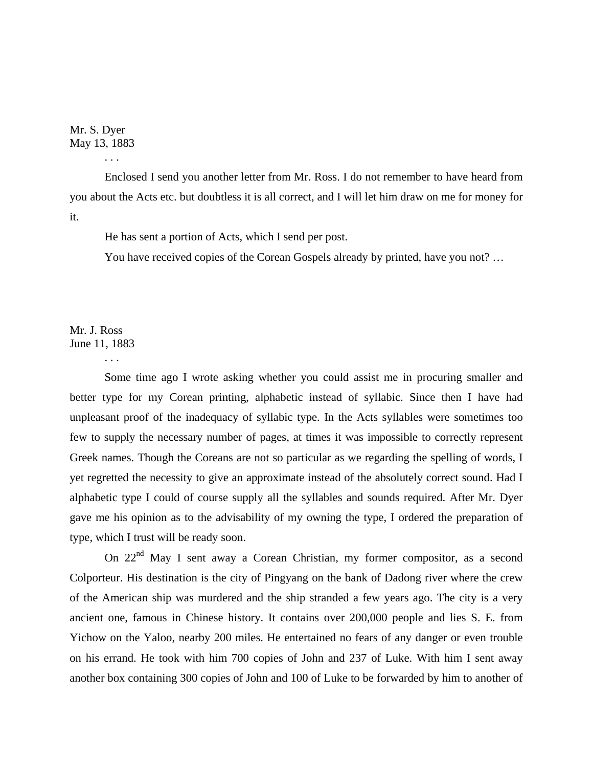Mr. S. Dyer
May 13, 1883

. . .

Enclosed I send you another letter from Mr. Ross. I do not remember to have heard from you about the Acts etc. but doubtless it is all correct, and I will let him draw on me for money for it.

He has sent a portion of Acts, which I send per post.

You have received copies of the Corean Gospels already by printed, have you not? …

Mr. J. Ross
June 11, 1883

. . .

Some time ago I wrote asking whether you could assist me in procuring smaller and better type for my Corean printing, alphabetic instead of syllabic. Since then I have had unpleasant proof of the inadequacy of syllabic type. In the Acts syllables were sometimes too few to supply the necessary number of pages, at times it was impossible to correctly represent Greek names. Though the Coreans are not so particular as we regarding the spelling of words, I yet regretted the necessity to give an approximate instead of the absolutely correct sound. Had I alphabetic type I could of course supply all the syllables and sounds required. After Mr. Dyer gave me his opinion as to the advisability of my owning the type, I ordered the preparation of type, which I trust will be ready soon.

On 22nd May I sent away a Corean Christian, my former compositor, as a second Colporteur. His destination is the city of Pingyang on the bank of Dadong river where the crew of the American ship was murdered and the ship stranded a few years ago. The city is a very ancient one, famous in Chinese history. It contains over 200,000 people and lies S. E. from Yichow on the Yaloo, nearby 200 miles. He entertained no fears of any danger or even trouble on his errand. He took with him 700 copies of John and 237 of Luke. With him I sent away another box containing 300 copies of John and 100 of Luke to be forwarded by him to another of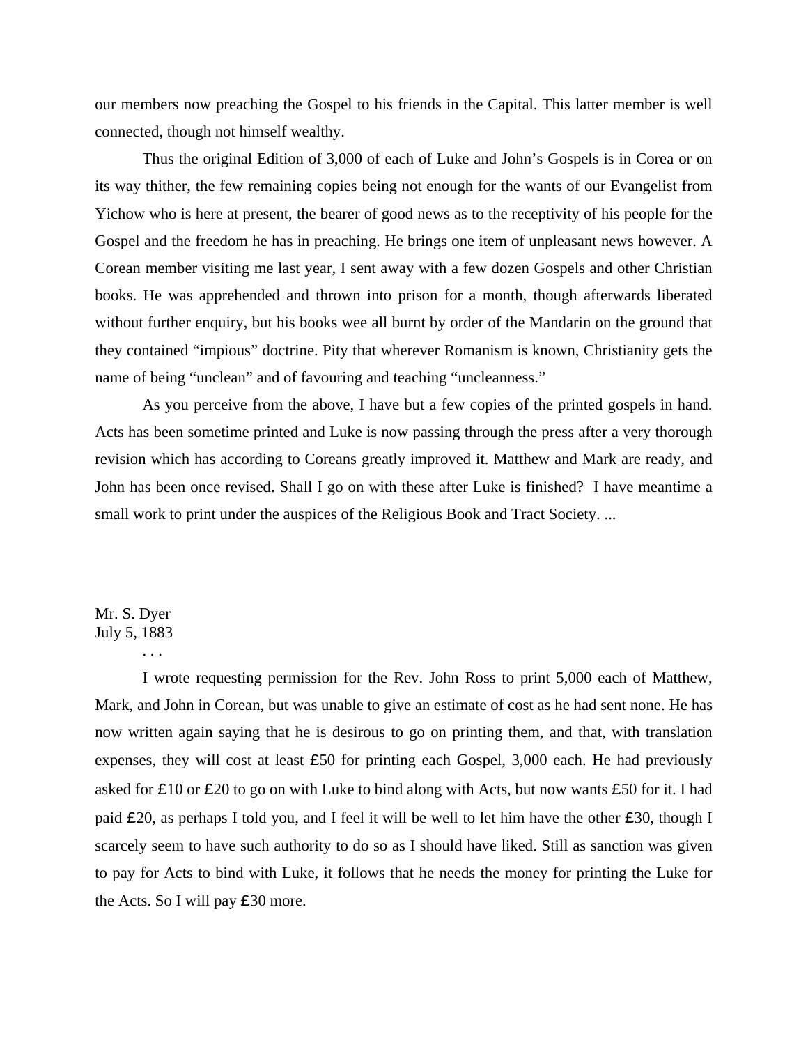our members now preaching the Gospel to his friends in the Capital. This latter member is well connected, though not himself wealthy.

Thus the original Edition of 3,000 of each of Luke and John's Gospels is in Corea or on its way thither, the few remaining copies being not enough for the wants of our Evangelist from Yichow who is here at present, the bearer of good news as to the receptivity of his people for the Gospel and the freedom he has in preaching. He brings one item of unpleasant news however. A Corean member visiting me last year, I sent away with a few dozen Gospels and other Christian books. He was apprehended and thrown into prison for a month, though afterwards liberated without further enquiry, but his books wee all burnt by order of the Mandarin on the ground that they contained "impious" doctrine. Pity that wherever Romanism is known, Christianity gets the name of being "unclean" and of favouring and teaching "uncleanness."

As you perceive from the above, I have but a few copies of the printed gospels in hand. Acts has been sometime printed and Luke is now passing through the press after a very thorough revision which has according to Coreans greatly improved it. Matthew and Mark are ready, and John has been once revised. Shall I go on with these after Luke is finished? I have meantime a small work to print under the auspices of the Religious Book and Tract Society. ...

Mr. S. Dyer
July 5, 1883

. . .

I wrote requesting permission for the Rev. John Ross to print 5,000 each of Matthew, Mark, and John in Corean, but was unable to give an estimate of cost as he had sent none. He has now written again saying that he is desirous to go on printing them, and that, with translation expenses, they will cost at least £50 for printing each Gospel, 3,000 each. He had previously asked for £10 or £20 to go on with Luke to bind along with Acts, but now wants £50 for it. I had paid £20, as perhaps I told you, and I feel it will be well to let him have the other £30, though I scarcely seem to have such authority to do so as I should have liked. Still as sanction was given to pay for Acts to bind with Luke, it follows that he needs the money for printing the Luke for the Acts. So I will pay £30 more.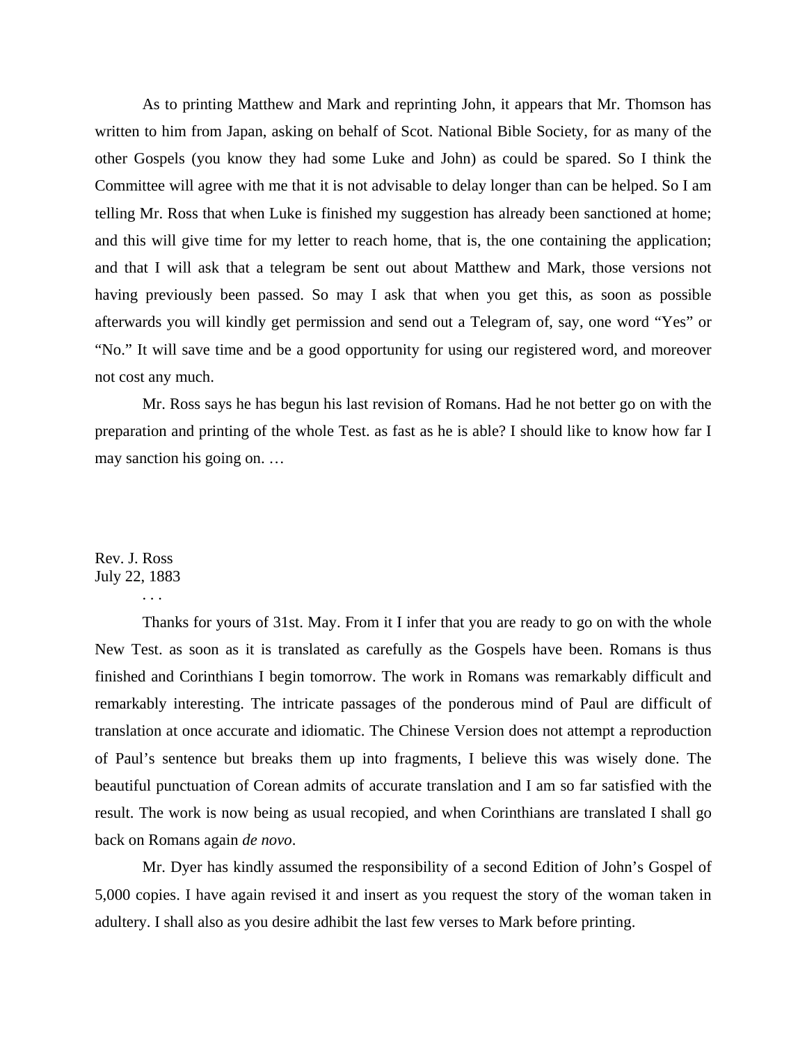As to printing Matthew and Mark and reprinting John, it appears that Mr. Thomson has written to him from Japan, asking on behalf of Scot. National Bible Society, for as many of the other Gospels (you know they had some Luke and John) as could be spared. So I think the Committee will agree with me that it is not advisable to delay longer than can be helped. So I am telling Mr. Ross that when Luke is finished my suggestion has already been sanctioned at home; and this will give time for my letter to reach home, that is, the one containing the application; and that I will ask that a telegram be sent out about Matthew and Mark, those versions not having previously been passed. So may I ask that when you get this, as soon as possible afterwards you will kindly get permission and send out a Telegram of, say, one word "Yes" or "No." It will save time and be a good opportunity for using our registered word, and moreover not cost any much.

Mr. Ross says he has begun his last revision of Romans. Had he not better go on with the preparation and printing of the whole Test. as fast as he is able? I should like to know how far I may sanction his going on. …

Rev. J. Ross
July 22, 1883

. . .

Thanks for yours of 31st. May. From it I infer that you are ready to go on with the whole New Test. as soon as it is translated as carefully as the Gospels have been. Romans is thus finished and Corinthians I begin tomorrow. The work in Romans was remarkably difficult and remarkably interesting. The intricate passages of the ponderous mind of Paul are difficult of translation at once accurate and idiomatic. The Chinese Version does not attempt a reproduction of Paul's sentence but breaks them up into fragments, I believe this was wisely done. The beautiful punctuation of Corean admits of accurate translation and I am so far satisfied with the result. The work is now being as usual recopied, and when Corinthians are translated I shall go back on Romans again *de novo*.

Mr. Dyer has kindly assumed the responsibility of a second Edition of John's Gospel of 5,000 copies. I have again revised it and insert as you request the story of the woman taken in adultery. I shall also as you desire adhibit the last few verses to Mark before printing.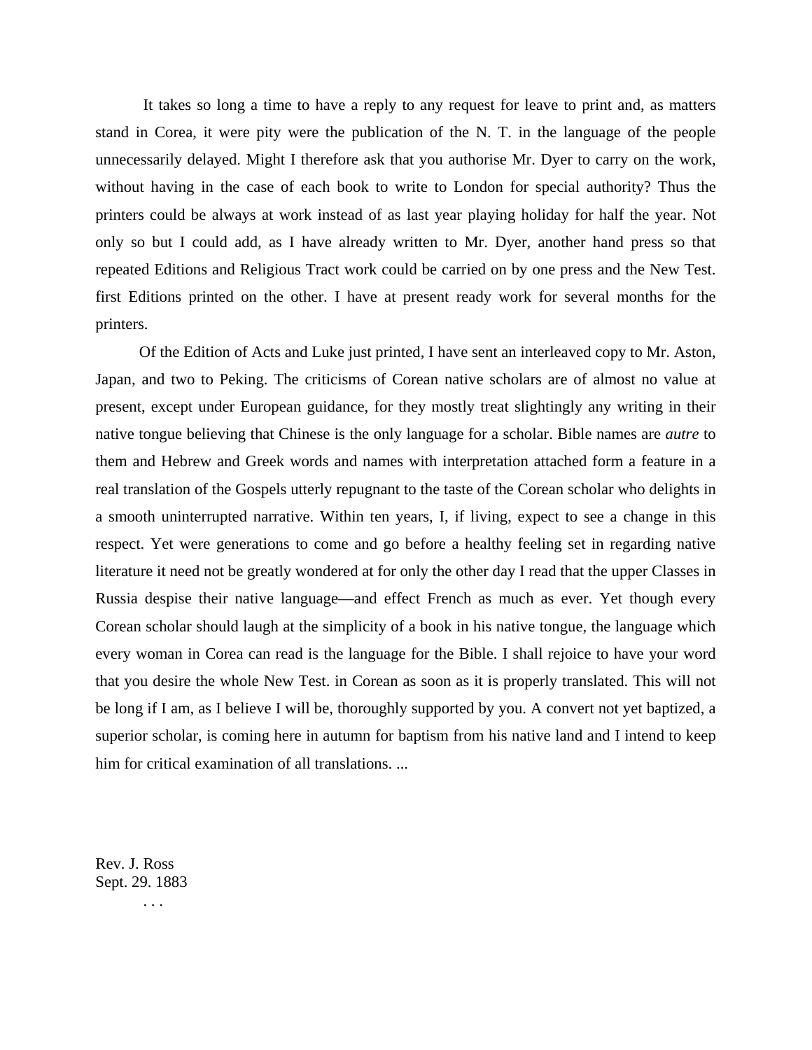It takes so long a time to have a reply to any request for leave to print and, as matters stand in Corea, it were pity were the publication of the N. T. in the language of the people unnecessarily delayed. Might I therefore ask that you authorise Mr. Dyer to carry on the work, without having in the case of each book to write to London for special authority? Thus the printers could be always at work instead of as last year playing holiday for half the year. Not only so but I could add, as I have already written to Mr. Dyer, another hand press so that repeated Editions and Religious Tract work could be carried on by one press and the New Test. first Editions printed on the other. I have at present ready work for several months for the printers.

Of the Edition of Acts and Luke just printed, I have sent an interleaved copy to Mr. Aston, Japan, and two to Peking. The criticisms of Corean native scholars are of almost no value at present, except under European guidance, for they mostly treat slightingly any writing in their native tongue believing that Chinese is the only language for a scholar. Bible names are *autre* to them and Hebrew and Greek words and names with interpretation attached form a feature in a real translation of the Gospels utterly repugnant to the taste of the Corean scholar who delights in a smooth uninterrupted narrative. Within ten years, I, if living, expect to see a change in this respect. Yet were generations to come and go before a healthy feeling set in regarding native literature it need not be greatly wondered at for only the other day I read that the upper Classes in Russia despise their native language—and effect French as much as ever. Yet though every Corean scholar should laugh at the simplicity of a book in his native tongue, the language which every woman in Corea can read is the language for the Bible. I shall rejoice to have your word that you desire the whole New Test. in Corean as soon as it is properly translated. This will not be long if I am, as I believe I will be, thoroughly supported by you. A convert not yet baptized, a superior scholar, is coming here in autumn for baptism from his native land and I intend to keep him for critical examination of all translations. ...

Rev. J. Ross
Sept. 29. 1883

. . .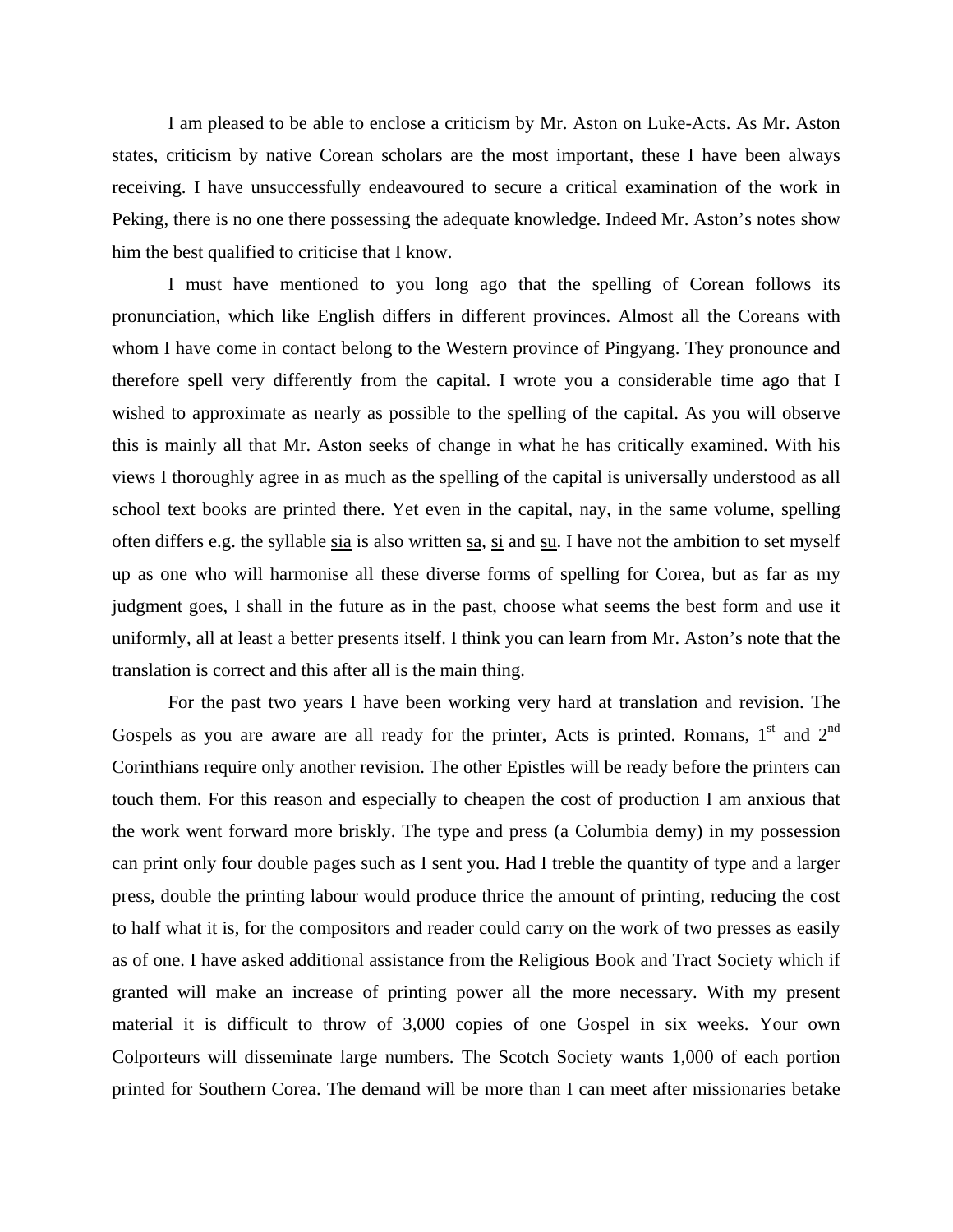I am pleased to be able to enclose a criticism by Mr. Aston on Luke-Acts. As Mr. Aston states, criticism by native Corean scholars are the most important, these I have been always receiving. I have unsuccessfully endeavoured to secure a critical examination of the work in Peking, there is no one there possessing the adequate knowledge. Indeed Mr. Aston's notes show him the best qualified to criticise that I know.

I must have mentioned to you long ago that the spelling of Corean follows its pronunciation, which like English differs in different provinces. Almost all the Coreans with whom I have come in contact belong to the Western province of Pingyang. They pronounce and therefore spell very differently from the capital. I wrote you a considerable time ago that I wished to approximate as nearly as possible to the spelling of the capital. As you will observe this is mainly all that Mr. Aston seeks of change in what he has critically examined. With his views I thoroughly agree in as much as the spelling of the capital is universally understood as all school text books are printed there. Yet even in the capital, nay, in the same volume, spelling often differs e.g. the syllable <u>sia</u> is also written <u>sa</u>, <u>si</u> and <u>su</u>. I have not the ambition to set myself up as one who will harmonise all these diverse forms of spelling for Corea, but as far as my judgment goes, I shall in the future as in the past, choose what seems the best form and use it uniformly, all at least a better presents itself. I think you can learn from Mr. Aston's note that the translation is correct and this after all is the main thing.

For the past two years I have been working very hard at translation and revision. The Gospels as you are aware are all ready for the printer, Acts is printed. Romans, 1st and 2nd Corinthians require only another revision. The other Epistles will be ready before the printers can touch them. For this reason and especially to cheapen the cost of production I am anxious that the work went forward more briskly. The type and press (a Columbia demy) in my possession can print only four double pages such as I sent you. Had I treble the quantity of type and a larger press, double the printing labour would produce thrice the amount of printing, reducing the cost to half what it is, for the compositors and reader could carry on the work of two presses as easily as of one. I have asked additional assistance from the Religious Book and Tract Society which if granted will make an increase of printing power all the more necessary. With my present material it is difficult to throw of 3,000 copies of one Gospel in six weeks. Your own Colporteurs will disseminate large numbers. The Scotch Society wants 1,000 of each portion printed for Southern Corea. The demand will be more than I can meet after missionaries betake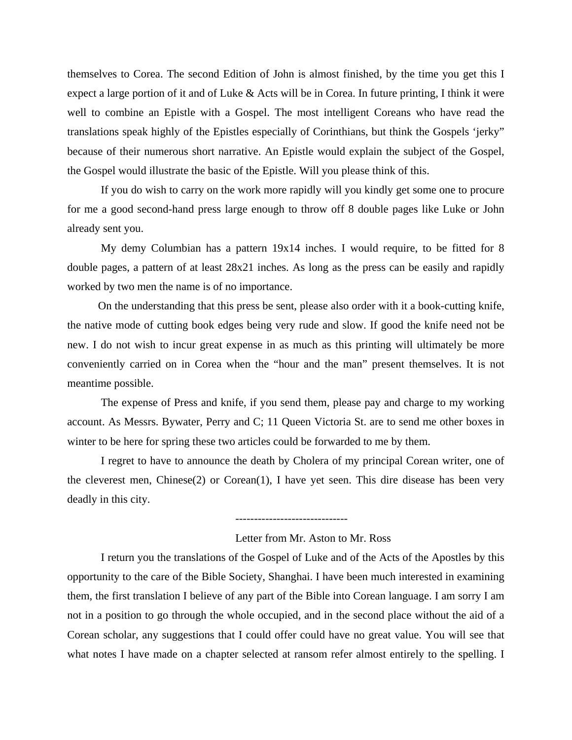themselves to Corea. The second Edition of John is almost finished, by the time you get this I expect a large portion of it and of Luke & Acts will be in Corea. In future printing, I think it were well to combine an Epistle with a Gospel. The most intelligent Coreans who have read the translations speak highly of the Epistles especially of Corinthians, but think the Gospels 'jerky" because of their numerous short narrative. An Epistle would explain the subject of the Gospel, the Gospel would illustrate the basic of the Epistle. Will you please think of this.

If you do wish to carry on the work more rapidly will you kindly get some one to procure for me a good second-hand press large enough to throw off 8 double pages like Luke or John already sent you.

My demy Columbian has a pattern 19x14 inches. I would require, to be fitted for 8 double pages, a pattern of at least 28x21 inches. As long as the press can be easily and rapidly worked by two men the name is of no importance.

On the understanding that this press be sent, please also order with it a book-cutting knife, the native mode of cutting book edges being very rude and slow. If good the knife need not be new. I do not wish to incur great expense in as much as this printing will ultimately be more conveniently carried on in Corea when the "hour and the man" present themselves. It is not meantime possible.

The expense of Press and knife, if you send them, please pay and charge to my working account. As Messrs. Bywater, Perry and C; 11 Queen Victoria St. are to send me other boxes in winter to be here for spring these two articles could be forwarded to me by them.

I regret to have to announce the death by Cholera of my principal Corean writer, one of the cleverest men, Chinese(2) or Corean(1), I have yet seen. This dire disease has been very deadly in this city.

------------------------------

Letter from Mr. Aston to Mr. Ross

I return you the translations of the Gospel of Luke and of the Acts of the Apostles by this opportunity to the care of the Bible Society, Shanghai. I have been much interested in examining them, the first translation I believe of any part of the Bible into Corean language. I am sorry I am not in a position to go through the whole occupied, and in the second place without the aid of a Corean scholar, any suggestions that I could offer could have no great value. You will see that what notes I have made on a chapter selected at ransom refer almost entirely to the spelling. I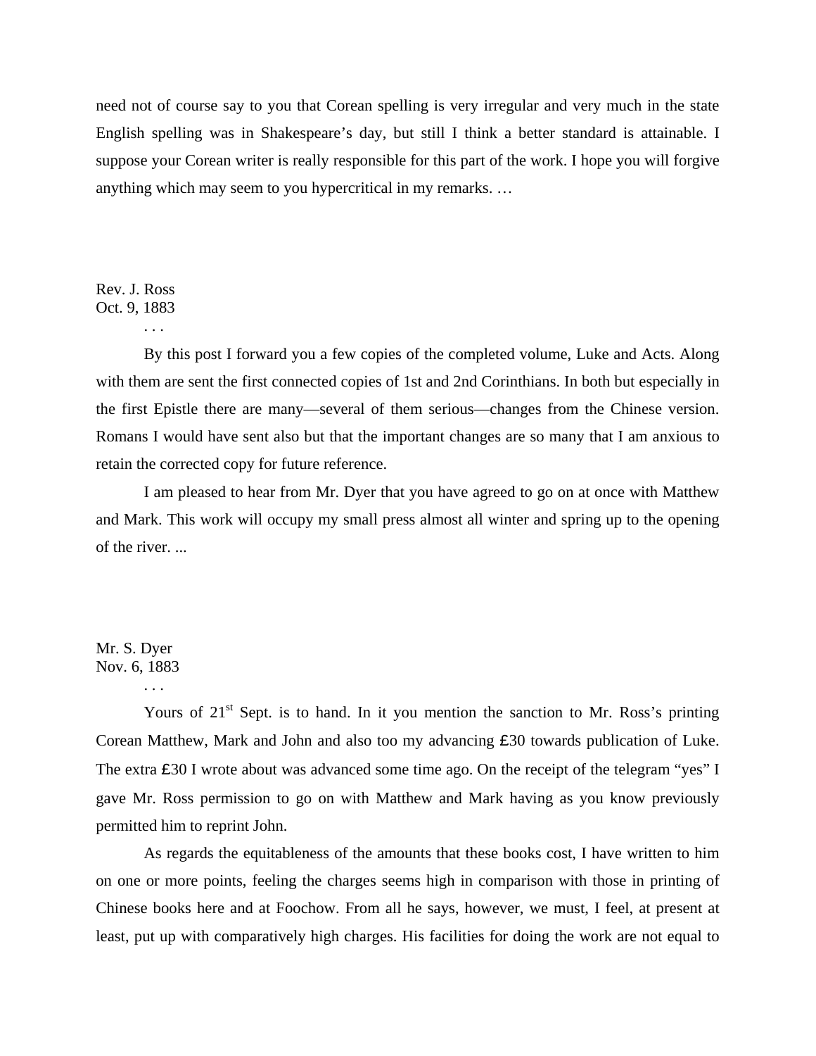need not of course say to you that Corean spelling is very irregular and very much in the state English spelling was in Shakespeare's day, but still I think a better standard is attainable. I suppose your Corean writer is really responsible for this part of the work. I hope you will forgive anything which may seem to you hypercritical in my remarks. …

Rev. J. Ross
Oct. 9, 1883

. . .

By this post I forward you a few copies of the completed volume, Luke and Acts. Along with them are sent the first connected copies of 1st and 2nd Corinthians. In both but especially in the first Epistle there are many—several of them serious—changes from the Chinese version. Romans I would have sent also but that the important changes are so many that I am anxious to retain the corrected copy for future reference.

I am pleased to hear from Mr. Dyer that you have agreed to go on at once with Matthew and Mark. This work will occupy my small press almost all winter and spring up to the opening of the river. ...

Mr. S. Dyer
Nov. 6, 1883

. . .

Yours of 21st Sept. is to hand. In it you mention the sanction to Mr. Ross's printing Corean Matthew, Mark and John and also too my advancing ₤30 towards publication of Luke. The extra ₤30 I wrote about was advanced some time ago. On the receipt of the telegram "yes" I gave Mr. Ross permission to go on with Matthew and Mark having as you know previously permitted him to reprint John.

As regards the equitableness of the amounts that these books cost, I have written to him on one or more points, feeling the charges seems high in comparison with those in printing of Chinese books here and at Foochow. From all he says, however, we must, I feel, at present at least, put up with comparatively high charges. His facilities for doing the work are not equal to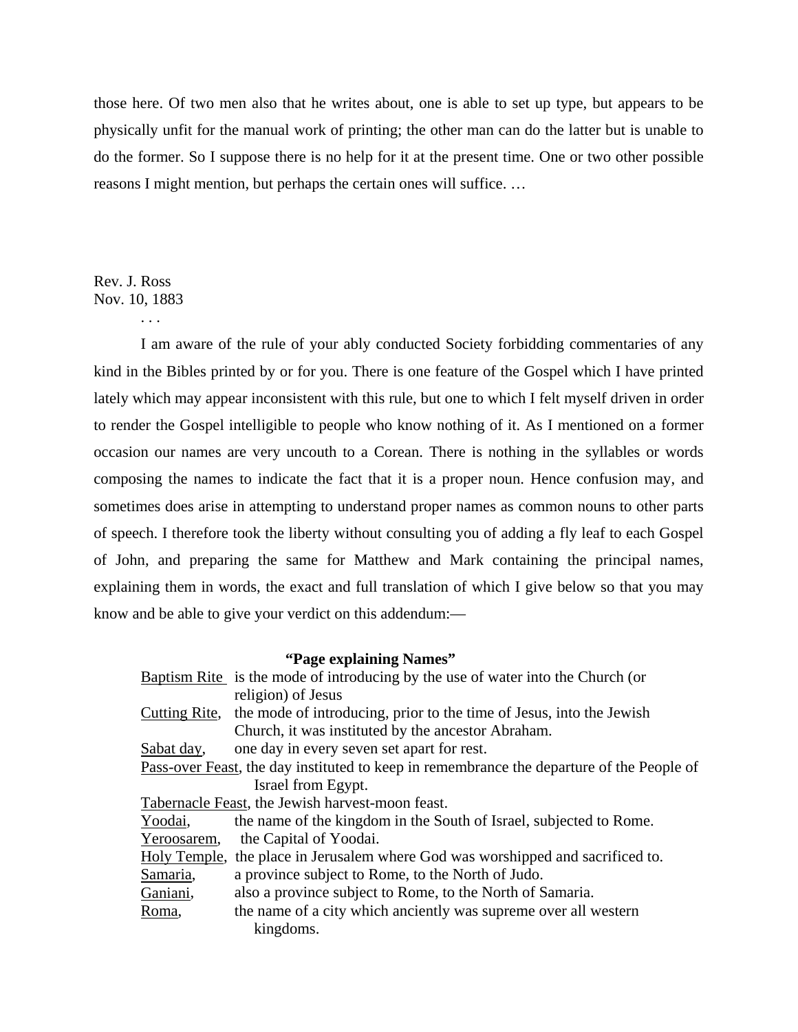those here. Of two men also that he writes about, one is able to set up type, but appears to be physically unfit for the manual work of printing; the other man can do the latter but is unable to do the former. So I suppose there is no help for it at the present time. One or two other possible reasons I might mention, but perhaps the certain ones will suffice. …

Rev. J. Ross
Nov. 10, 1883

. . .

I am aware of the rule of your ably conducted Society forbidding commentaries of any kind in the Bibles printed by or for you. There is one feature of the Gospel which I have printed lately which may appear inconsistent with this rule, but one to which I felt myself driven in order to render the Gospel intelligible to people who know nothing of it. As I mentioned on a former occasion our names are very uncouth to a Corean. There is nothing in the syllables or words composing the names to indicate the fact that it is a proper noun. Hence confusion may, and sometimes does arise in attempting to understand proper names as common nouns to other parts of speech. I therefore took the liberty without consulting you of adding a fly leaf to each Gospel of John, and preparing the same for Matthew and Mark containing the principal names, explaining them in words, the exact and full translation of which I give below so that you may know and be able to give your verdict on this addendum:—

**"Page explaining Names"**

<u>Baptism Rite</u> is the mode of introducing by the use of water into the Church (or religion) of Jesus

<u>Cutting Rite</u>, the mode of introducing, prior to the time of Jesus, into the Jewish Church, it was instituted by the ancestor Abraham.

<u>Sabat day</u>, one day in every seven set apart for rest.

<u>Pass-over Feast</u>, the day instituted to keep in remembrance the departure of the People of Israel from Egypt.

<u>Tabernacle Feast</u>, the Jewish harvest-moon feast.

<u>Yoodai</u>, the name of the kingdom in the South of Israel, subjected to Rome.

<u>Yeroosarem</u>, the Capital of Yoodai.

<u>Holy Temple</u>, the place in Jerusalem where God was worshipped and sacrificed to.

<u>Samaria</u>, a province subject to Rome, to the North of Judo.

<u>Ganiani</u>, also a province subject to Rome, to the North of Samaria.

<u>Roma</u>, the name of a city which anciently was supreme over all western kingdoms.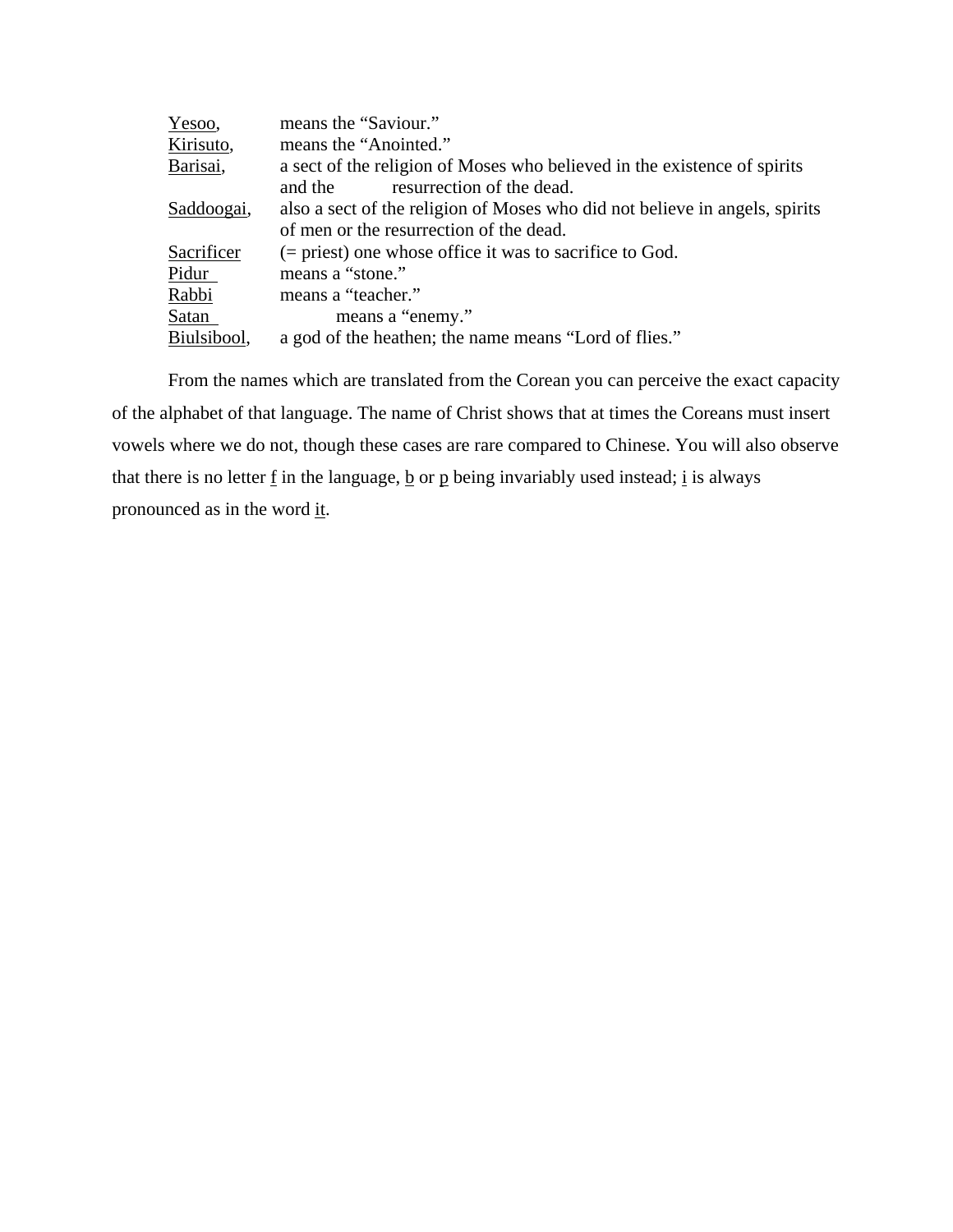| | |
|---|---|
| <u>Yesoo</u>, | means the "Saviour." |
| <u>Kirisuto</u>, | means the "Anointed." |
| <u>Barisai</u>, | a sect of the religion of Moses who believed in the existence of spirits and the resurrection of the dead. |
| <u>Saddoogai</u>, | also a sect of the religion of Moses who did not believe in angels, spirits of men or the resurrection of the dead. |
| <u>Sacrificer</u> | (= priest) one whose office it was to sacrifice to God. |
| <u>Pidur</u> | means a "stone." |
| <u>Rabbi</u> | means a "teacher." |
| <u>Satan</u> | means a "enemy." |
| <u>Biulsibool</u>, | a god of the heathen; the name means "Lord of flies." |

From the names which are translated from the Corean you can perceive the exact capacity of the alphabet of that language. The name of Christ shows that at times the Coreans must insert vowels where we do not, though these cases are rare compared to Chinese. You will also observe that there is no letter <u>f</u> in the language, <u>b</u> or <u>p</u> being invariably used instead; <u>i</u> is always pronounced as in the word <u>it</u>.